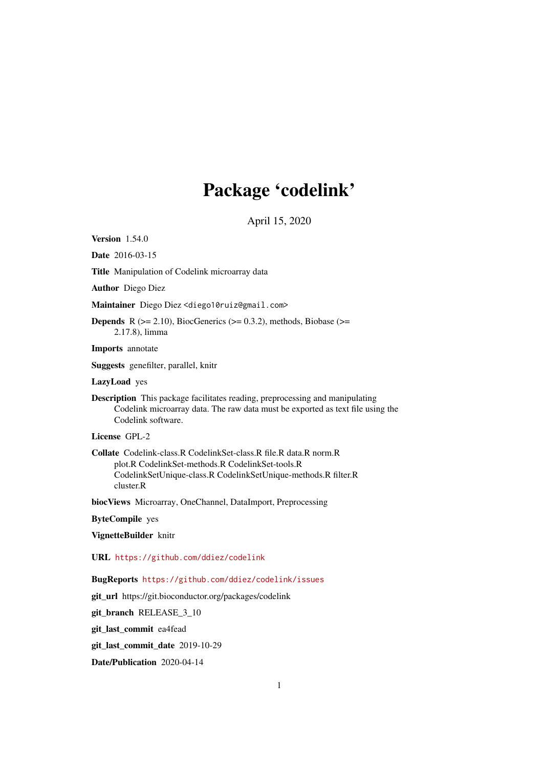# Package 'codelink'

April 15, 2020

**Version** 1.54.0

**Date** 2016-03-15

**Title** Manipulation of Codelink microarray data

**Author** Diego Diez

**Maintainer** Diego Diez <diego10ruiz@gmail.com>

**Depends** R (>= 2.10), BiocGenerics (>= 0.3.2), methods, Biobase (>= 2.17.8), limma

**Imports** annotate

**Suggests** genefilter, parallel, knitr

**LazyLoad** yes

**Description** This package facilitates reading, preprocessing and manipulating Codelink microarray data. The raw data must be exported as text file using the Codelink software.

**License** GPL-2

**Collate** Codelink-class.R CodelinkSet-class.R file.R data.R norm.R plot.R CodelinkSet-methods.R CodelinkSet-tools.R CodelinkSetUnique-class.R CodelinkSetUnique-methods.R filter.R cluster.R

**biocViews** Microarray, OneChannel, DataImport, Preprocessing

**ByteCompile** yes

**VignetteBuilder** knitr

**URL** https://github.com/ddiez/codelink

**BugReports** https://github.com/ddiez/codelink/issues

**git_url** https://git.bioconductor.org/packages/codelink

**git_branch** RELEASE_3_10

**git_last_commit** ea4fead

**git_last_commit_date** 2019-10-29

**Date/Publication** 2020-04-14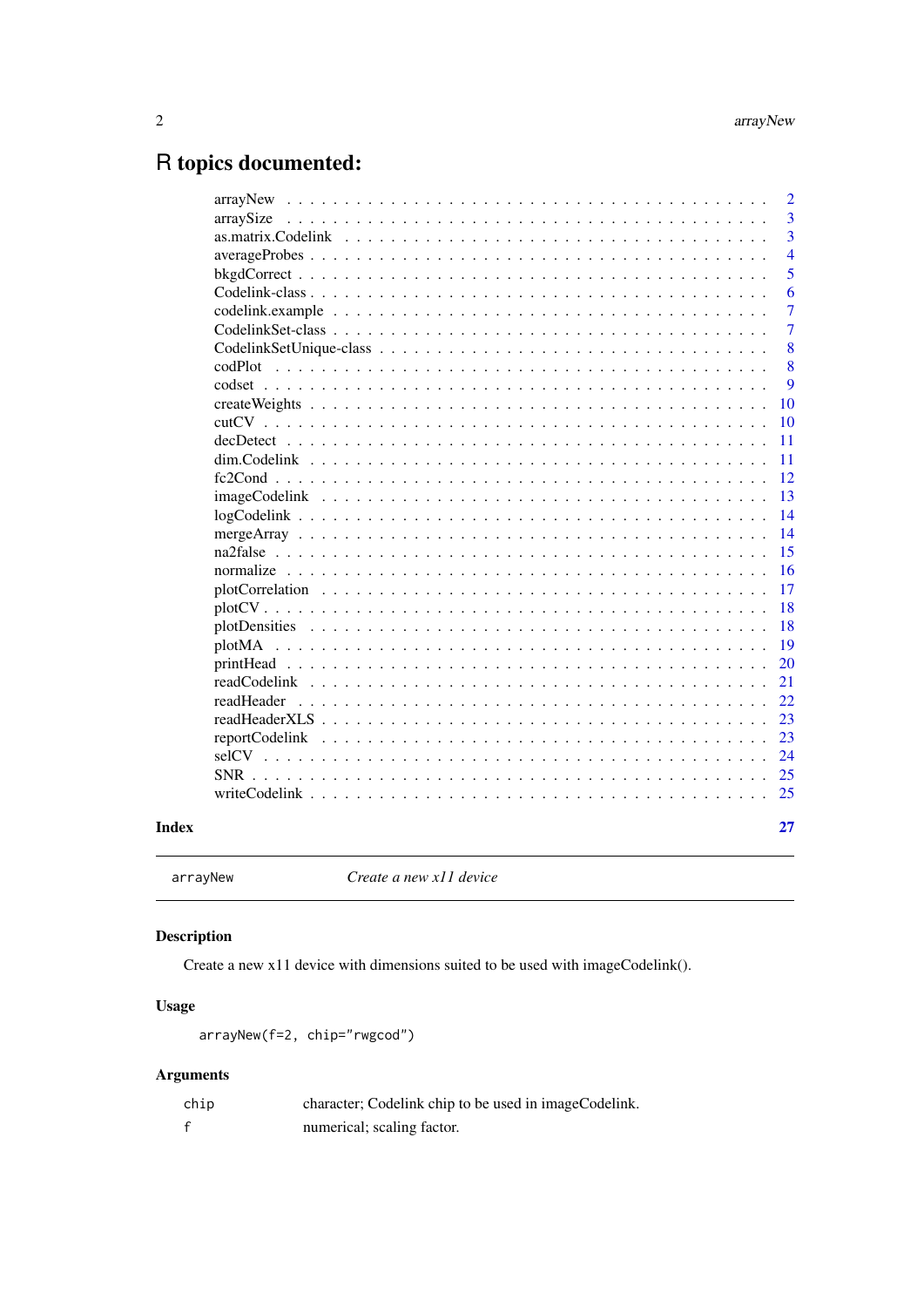# R topics documented:

| | |
|---|---|
| arrayNew | 2 |
| arraySize | 3 |
| as.matrix.Codelink | 3 |
| averageProbes | 4 |
| bkgdCorrect | 5 |
| Codelink-class | 6 |
| codelink.example | 7 |
| CodelinkSet-class | 7 |
| CodelinkSetUnique-class | 8 |
| codPlot | 8 |
| codset | 9 |
| createWeights | 10 |
| cutCV | 10 |
| decDetect | 11 |
| dim.Codelink | 11 |
| fc2Cond | 12 |
| imageCodelink | 13 |
| logCodelink | 14 |
| mergeArray | 14 |
| na2false | 15 |
| normalize | 16 |
| plotCorrelation | 17 |
| plotCV | 18 |
| plotDensities | 18 |
| plotMA | 19 |
| printHead | 20 |
| readCodelink | 21 |
| readHeader | 22 |
| readHeaderXLS | 23 |
| reportCodelink | 23 |
| selCV | 24 |
| SNR | 25 |
| writeCodelink | 25 |

**Index** 27

---

`arrayNew` *Create a new x11 device*

---

### Description

Create a new x11 device with dimensions suited to be used with imageCodelink().

### Usage

```
arrayNew(f=2, chip="rwgcod")
```

### Arguments

| | |
|---|---|
| `chip` | character; Codelink chip to be used in imageCodelink. |
| `f` | numerical; scaling factor. |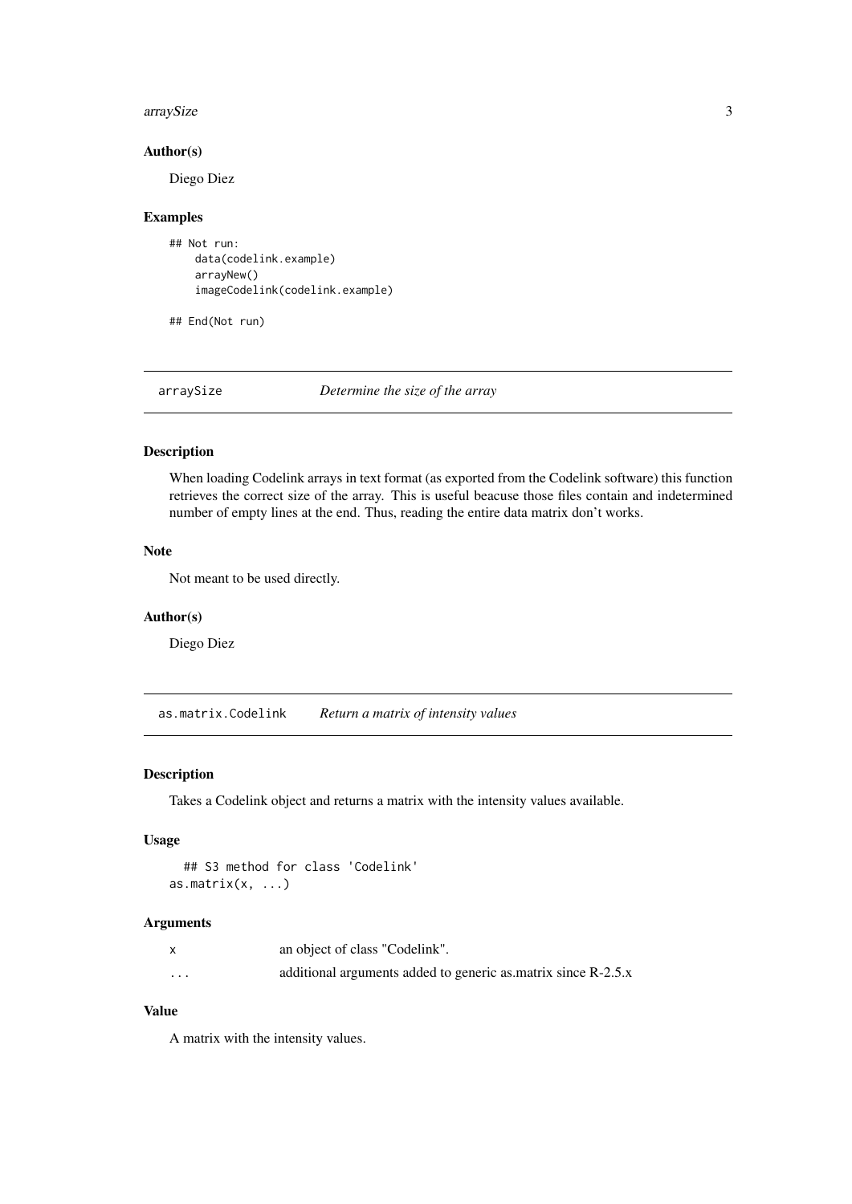### Author(s)

Diego Diez

### Examples

```
## Not run:
    data(codelink.example)
    arrayNew()
    imageCodelink(codelink.example)

## End(Not run)
```

---

## arraySize — *Determine the size of the array*

### Description

When loading Codelink arrays in text format (as exported from the Codelink software) this function retrieves the correct size of the array. This is useful beacuse those files contain and indetermined number of empty lines at the end. Thus, reading the entire data matrix don't works.

### Note

Not meant to be used directly.

### Author(s)

Diego Diez

---

## as.matrix.Codelink — *Return a matrix of intensity values*

### Description

Takes a Codelink object and returns a matrix with the intensity values available.

### Usage

```
  ## S3 method for class 'Codelink'
as.matrix(x, ...)
```

### Arguments

| | |
|---|---|
| x | an object of class "Codelink". |
| ... | additional arguments added to generic as.matrix since R-2.5.x |

### Value

A matrix with the intensity values.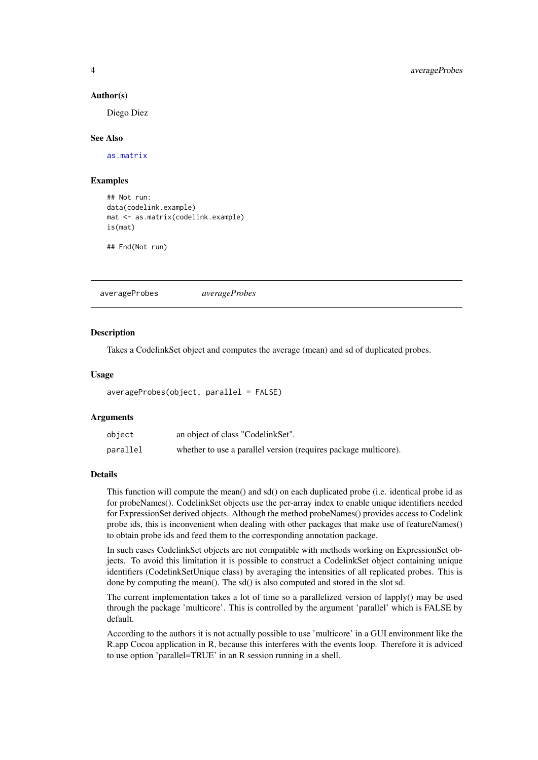### Author(s)

Diego Diez

### See Also

as.matrix

### Examples

```
## Not run:
data(codelink.example)
mat <- as.matrix(codelink.example)
is(mat)

## End(Not run)
```

---

## averageProbes *averageProbes*

---

### Description

Takes a CodelinkSet object and computes the average (mean) and sd of duplicated probes.

### Usage

```
averageProbes(object, parallel = FALSE)
```

### Arguments

| | |
|---|---|
| object | an object of class "CodelinkSet". |
| parallel | whether to use a parallel version (requires package multicore). |

### Details

This function will compute the mean() and sd() on each duplicated probe (i.e. identical probe id as for probeNames(). CodelinkSet objects use the per-array index to enable unique identifiers needed for ExpressionSet derived objects. Although the method probeNames() provides access to Codelink probe ids, this is inconvenient when dealing with other packages that make use of featureNames() to obtain probe ids and feed them to the corresponding annotation package.

In such cases CodelinkSet objects are not compatible with methods working on ExpressionSet objects. To avoid this limitation it is possible to construct a CodelinkSet object containing unique identifiers (CodelinkSetUnique class) by averaging the intensities of all replicated probes. This is done by computing the mean(). The sd() is also computed and stored in the slot sd.

The current implementation takes a lot of time so a parallelized version of lapply() may be used through the package 'multicore'. This is controlled by the argument 'parallel' which is FALSE by default.

According to the authors it is not actually possible to use 'multicore' in a GUI environment like the R.app Cocoa application in R, because this interferes with the events loop. Therefore it is adviced to use option 'parallel=TRUE' in an R session running in a shell.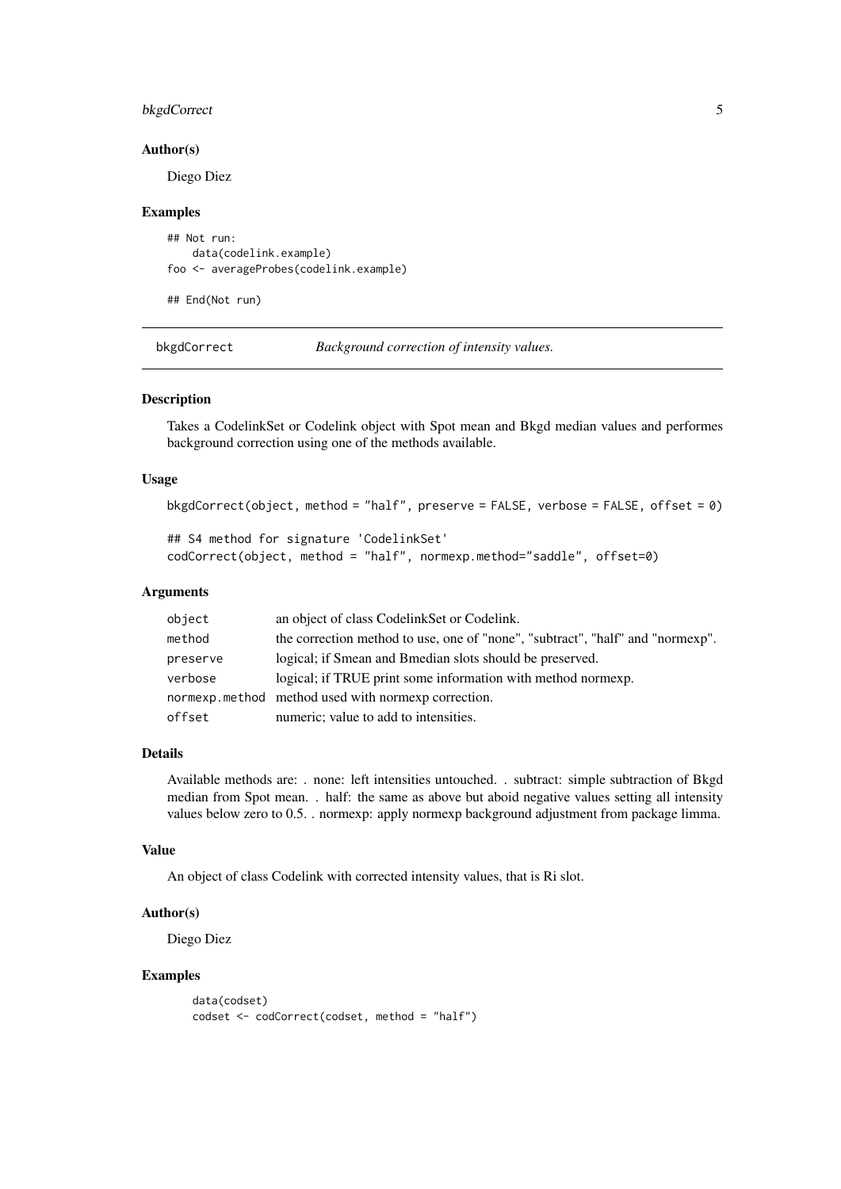### Author(s)

Diego Diez

### Examples

```
## Not run:
    data(codelink.example)
foo <- averageProbes(codelink.example)

## End(Not run)
```

---

## bkgdCorrect — *Background correction of intensity values.*

### Description

Takes a CodelinkSet or Codelink object with Spot mean and Bkgd median values and performes background correction using one of the methods available.

### Usage

```
bkgdCorrect(object, method = "half", preserve = FALSE, verbose = FALSE, offset = 0)

## S4 method for signature 'CodelinkSet'
codCorrect(object, method = "half", normexp.method="saddle", offset=0)
```

### Arguments

| | |
|---|---|
| object | an object of class CodelinkSet or Codelink. |
| method | the correction method to use, one of "none", "subtract", "half" and "normexp". |
| preserve | logical; if Smean and Bmedian slots should be preserved. |
| verbose | logical; if TRUE print some information with method normexp. |
| normexp.method | method used with normexp correction. |
| offset | numeric; value to add to intensities. |

### Details

Available methods are: . none: left intensities untouched. . subtract: simple subtraction of Bkgd median from Spot mean. . half: the same as above but aboid negative values setting all intensity values below zero to 0.5. . normexp: apply normexp background adjustment from package limma.

### Value

An object of class Codelink with corrected intensity values, that is Ri slot.

### Author(s)

Diego Diez

### Examples

```
data(codset)
codset <- codCorrect(codset, method = "half")
```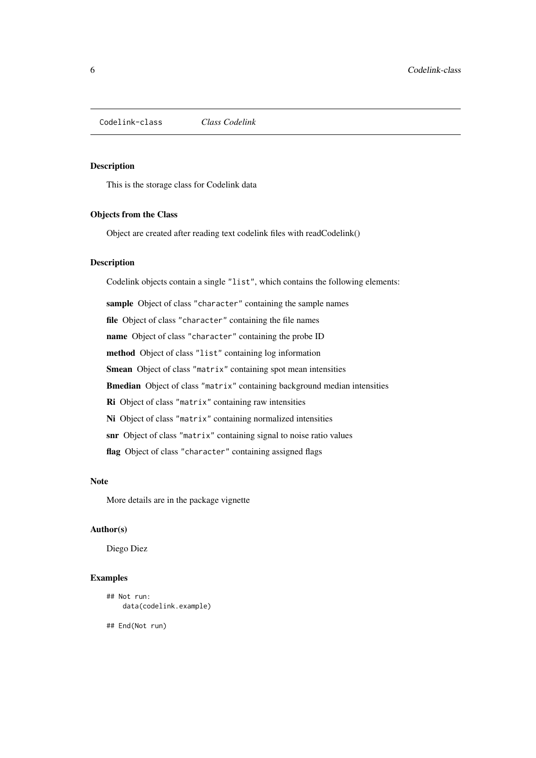Codelink-class *Class Codelink*

## Description

This is the storage class for Codelink data

## Objects from the Class

Object are created after reading text codelink files with readCodelink()

## Description

Codelink objects contain a single "list", which contains the following elements:

**sample** Object of class "character" containing the sample names

**file** Object of class "character" containing the file names

**name** Object of class "character" containing the probe ID

**method** Object of class "list" containing log information

**Smean** Object of class "matrix" containing spot mean intensities

**Bmedian** Object of class "matrix" containing background median intensities

**Ri** Object of class "matrix" containing raw intensities

**Ni** Object of class "matrix" containing normalized intensities

**snr** Object of class "matrix" containing signal to noise ratio values

**flag** Object of class "character" containing assigned flags

## Note

More details are in the package vignette

## Author(s)

Diego Diez

## Examples

```
## Not run:
    data(codelink.example)

## End(Not run)
```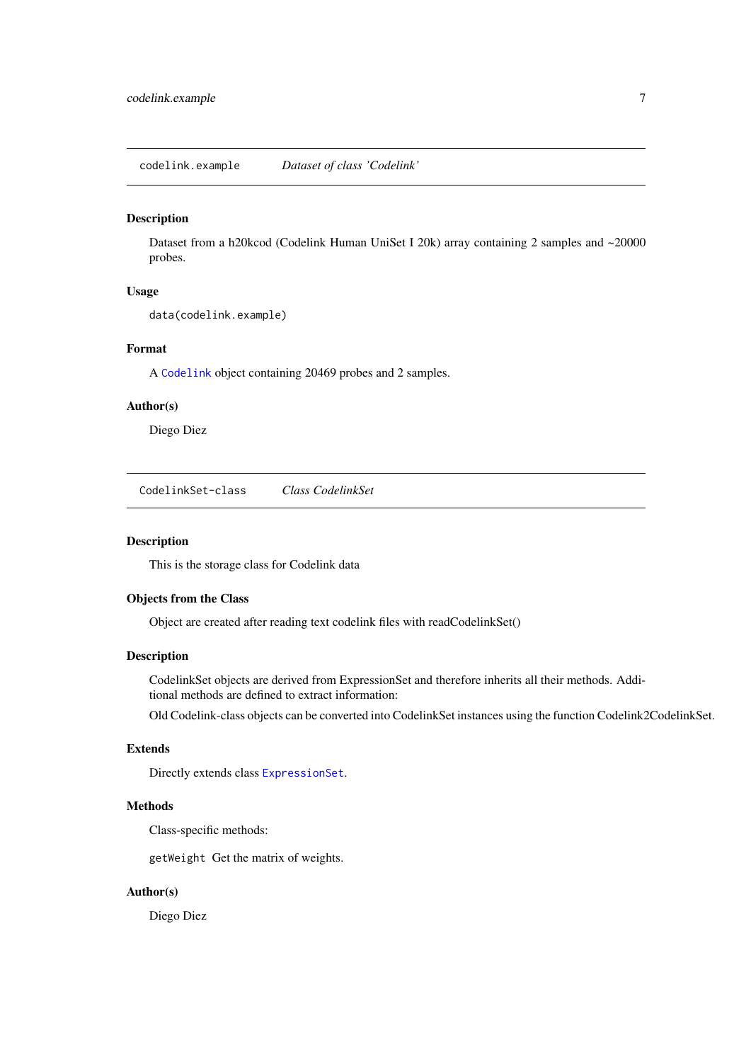## codelink.example — *Dataset of class 'Codelink'*

### Description

Dataset from a h20kcod (Codelink Human UniSet I 20k) array containing 2 samples and ~20000 probes.

### Usage

```
data(codelink.example)
```

### Format

A `Codelink` object containing 20469 probes and 2 samples.

### Author(s)

Diego Diez

## CodelinkSet-class — *Class CodelinkSet*

### Description

This is the storage class for Codelink data

### Objects from the Class

Object are created after reading text codelink files with readCodelinkSet()

### Description

CodelinkSet objects are derived from ExpressionSet and therefore inherits all their methods. Additional methods are defined to extract information:

Old Codelink-class objects can be converted into CodelinkSet instances using the function Codelink2CodelinkSet.

### Extends

Directly extends class `ExpressionSet`.

### Methods

Class-specific methods:

`getWeight` Get the matrix of weights.

### Author(s)

Diego Diez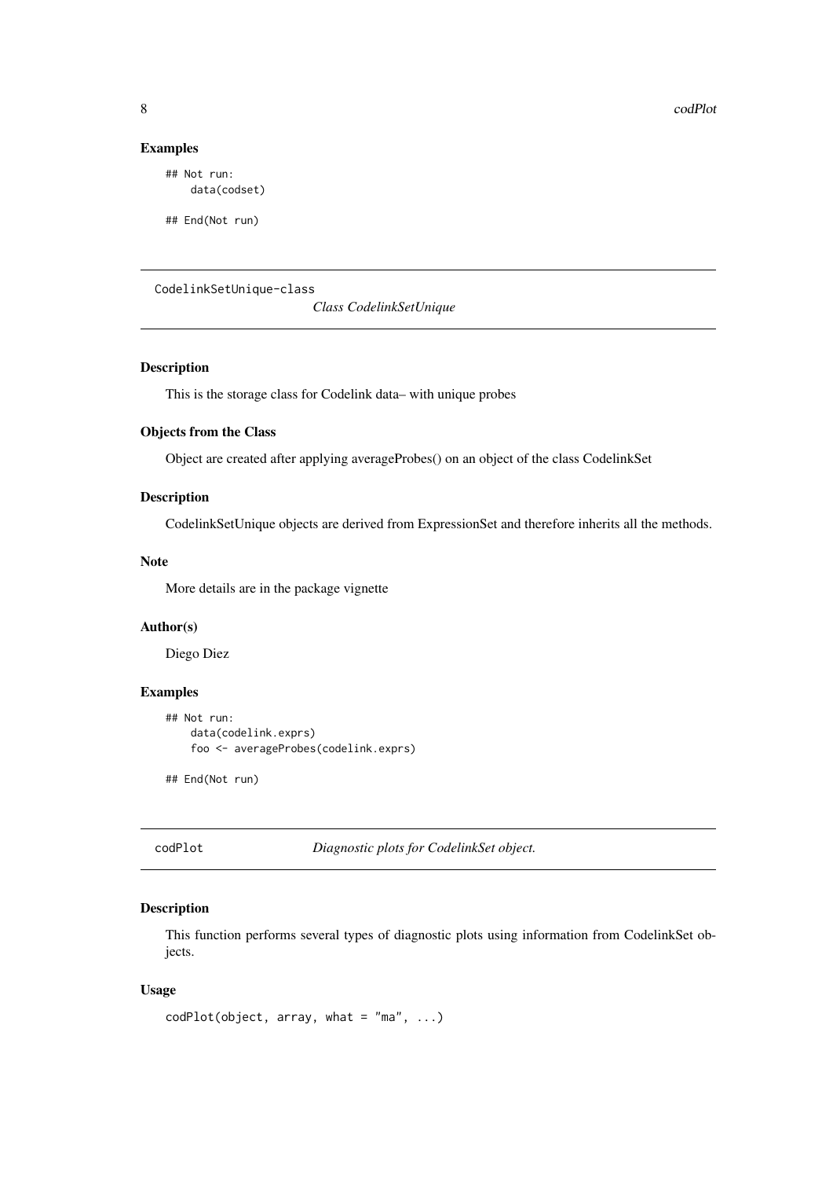## Examples

```
## Not run:
    data(codset)

## End(Not run)
```

---

## CodelinkSetUnique-class &nbsp;&nbsp;&nbsp; *Class CodelinkSetUnique*

---

### Description

This is the storage class for Codelink data– with unique probes

### Objects from the Class

Object are created after applying averageProbes() on an object of the class CodelinkSet

### Description

CodelinkSetUnique objects are derived from ExpressionSet and therefore inherits all the methods.

### Note

More details are in the package vignette

### Author(s)

Diego Diez

### Examples

```
## Not run:
    data(codelink.exprs)
    foo <- averageProbes(codelink.exprs)

## End(Not run)
```

---

## codPlot &nbsp;&nbsp;&nbsp; *Diagnostic plots for CodelinkSet object.*

---

### Description

This function performs several types of diagnostic plots using information from CodelinkSet objects.

### Usage

```
codPlot(object, array, what = "ma", ...)
```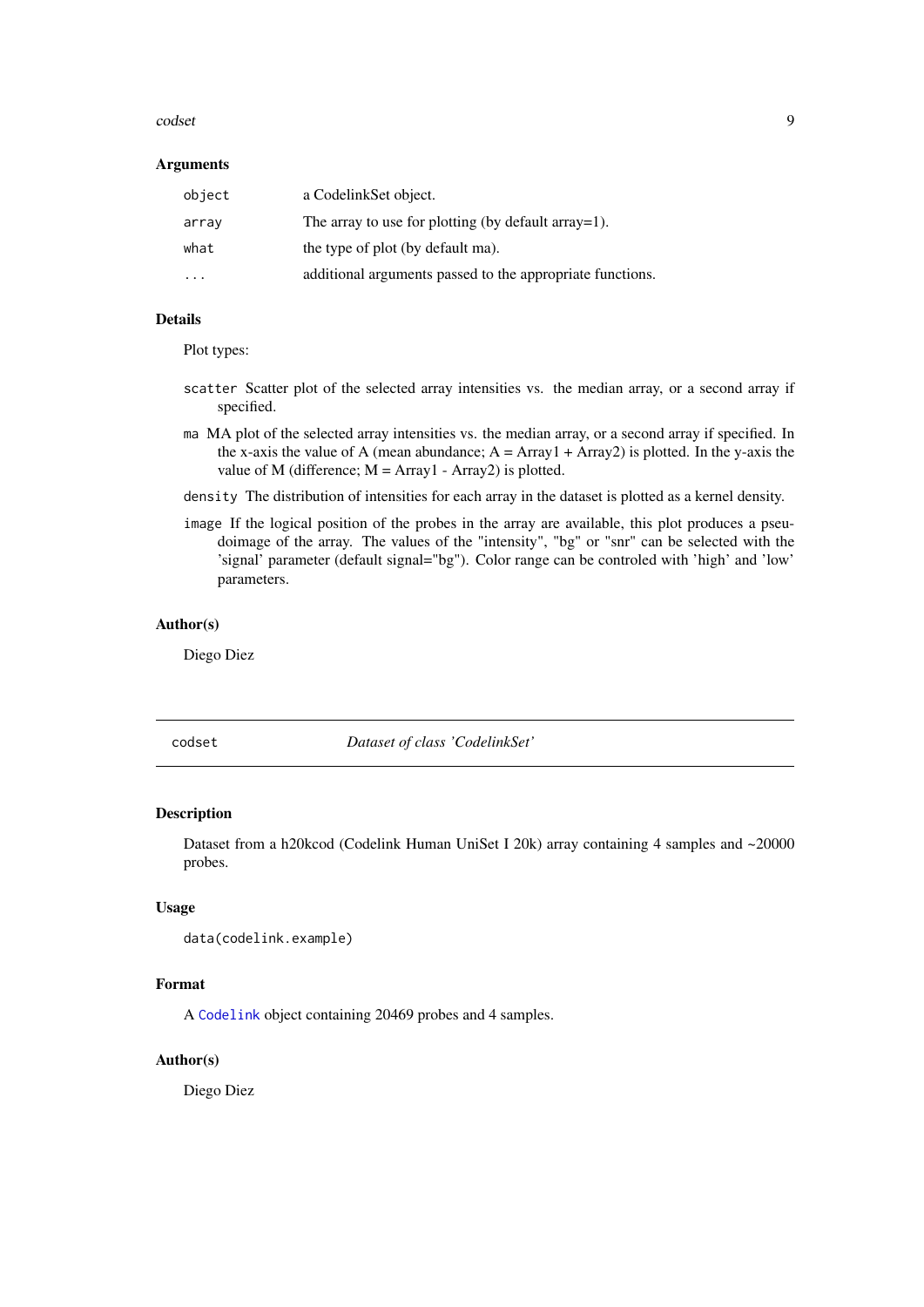### Arguments

| | |
|---|---|
| `object` | a CodelinkSet object. |
| `array` | The array to use for plotting (by default array=1). |
| `what` | the type of plot (by default ma). |
| `...` | additional arguments passed to the appropriate functions. |

### Details

Plot types:

- `scatter` Scatter plot of the selected array intensities vs. the median array, or a second array if specified.
- `ma` MA plot of the selected array intensities vs. the median array, or a second array if specified. In the x-axis the value of A (mean abundance; A = Array1 + Array2) is plotted. In the y-axis the value of M (difference; M = Array1 - Array2) is plotted.
- `density` The distribution of intensities for each array in the dataset is plotted as a kernel density.
- `image` If the logical position of the probes in the array are available, this plot produces a pseudoimage of the array. The values of the "intensity", "bg" or "snr" can be selected with the 'signal' parameter (default signal="bg"). Color range can be controled with 'high' and 'low' parameters.

### Author(s)

Diego Diez

---

## codset — *Dataset of class 'CodelinkSet'*

### Description

Dataset from a h20kcod (Codelink Human UniSet I 20k) array containing 4 samples and ~20000 probes.

### Usage

```
data(codelink.example)
```

### Format

A `Codelink` object containing 20469 probes and 4 samples.

### Author(s)

Diego Diez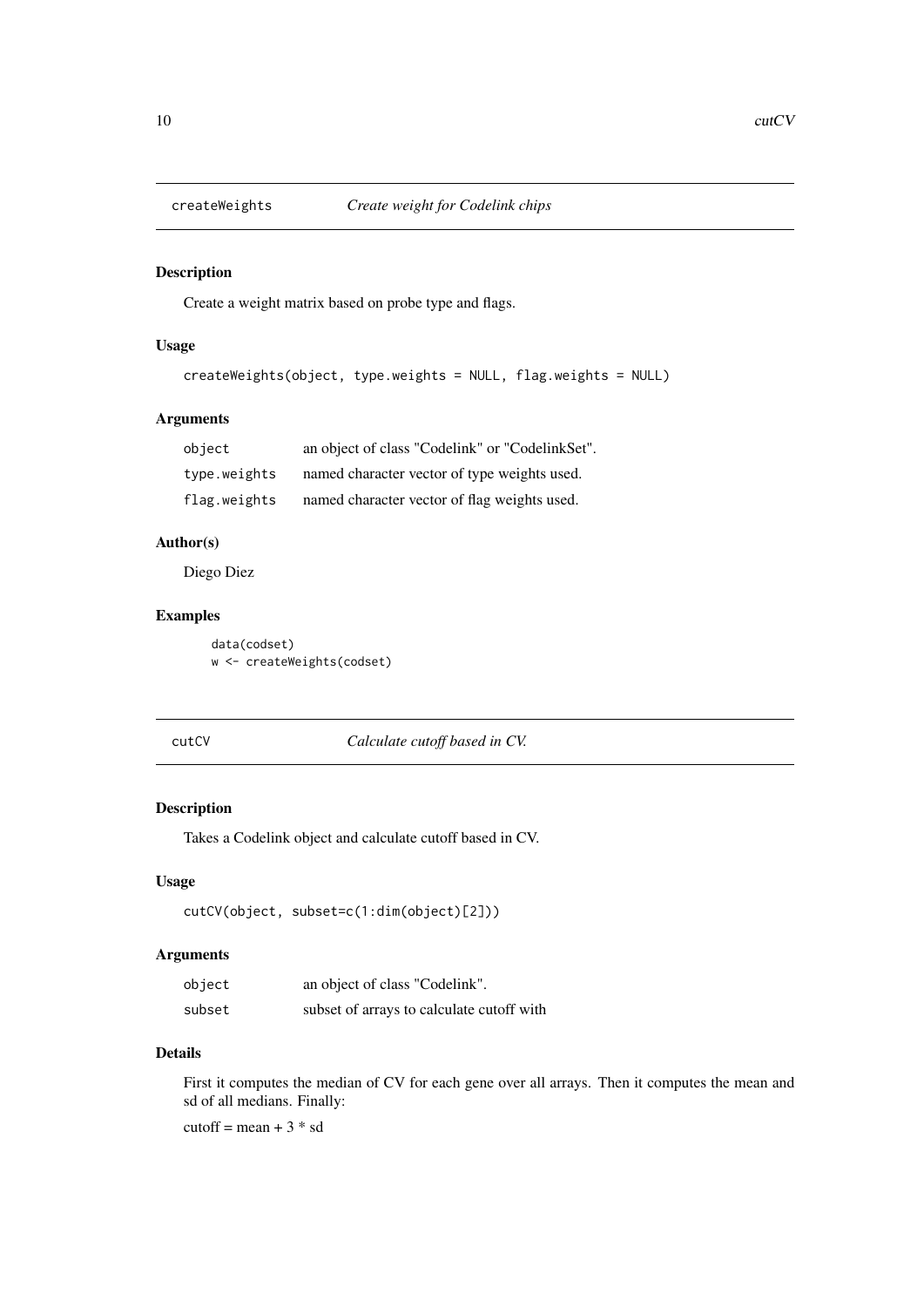## createWeights *Create weight for Codelink chips*

### Description

Create a weight matrix based on probe type and flags.

### Usage

```
createWeights(object, type.weights = NULL, flag.weights = NULL)
```

### Arguments

| | |
|---|---|
| object | an object of class "Codelink" or "CodelinkSet". |
| type.weights | named character vector of type weights used. |
| flag.weights | named character vector of flag weights used. |

### Author(s)

Diego Diez

### Examples

```
data(codset)
w <- createWeights(codset)
```

## cutCV *Calculate cutoff based in CV.*

### Description

Takes a Codelink object and calculate cutoff based in CV.

### Usage

```
cutCV(object, subset=c(1:dim(object)[2]))
```

### Arguments

| | |
|---|---|
| object | an object of class "Codelink". |
| subset | subset of arrays to calculate cutoff with |

### Details

First it computes the median of CV for each gene over all arrays. Then it computes the mean and sd of all medians. Finally:

cutoff = mean + 3 * sd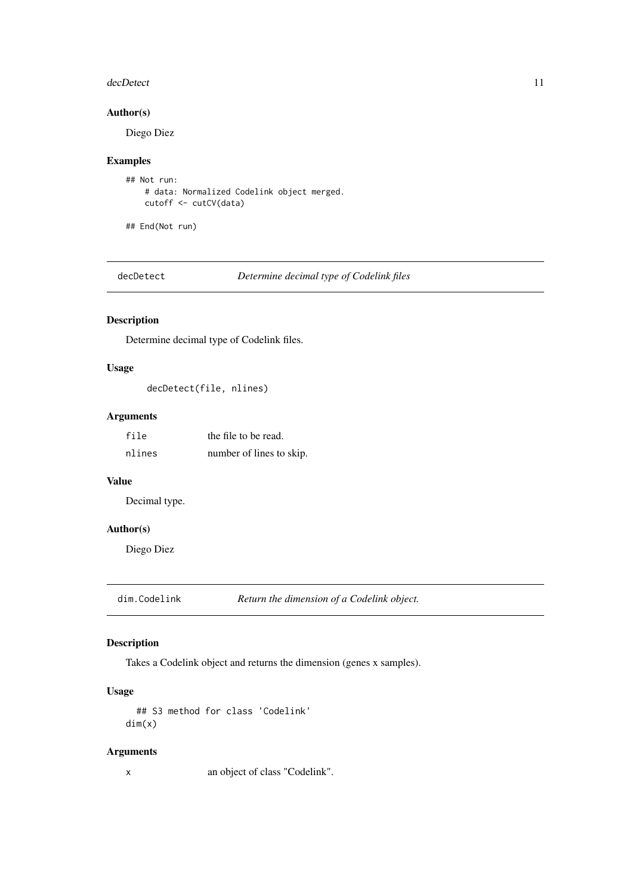### Author(s)

Diego Diez

### Examples

```
## Not run:
    # data: Normalized Codelink object merged.
    cutoff <- cutCV(data)

## End(Not run)
```

---

## decDetect — *Determine decimal type of Codelink files*

### Description

Determine decimal type of Codelink files.

### Usage

```
decDetect(file, nlines)
```

### Arguments

| | |
|---|---|
| `file` | the file to be read. |
| `nlines` | number of lines to skip. |

### Value

Decimal type.

### Author(s)

Diego Diez

---

## dim.Codelink — *Return the dimension of a Codelink object.*

### Description

Takes a Codelink object and returns the dimension (genes x samples).

### Usage

```
## S3 method for class 'Codelink'
dim(x)
```

### Arguments

| | |
|---|---|
| `x` | an object of class "Codelink". |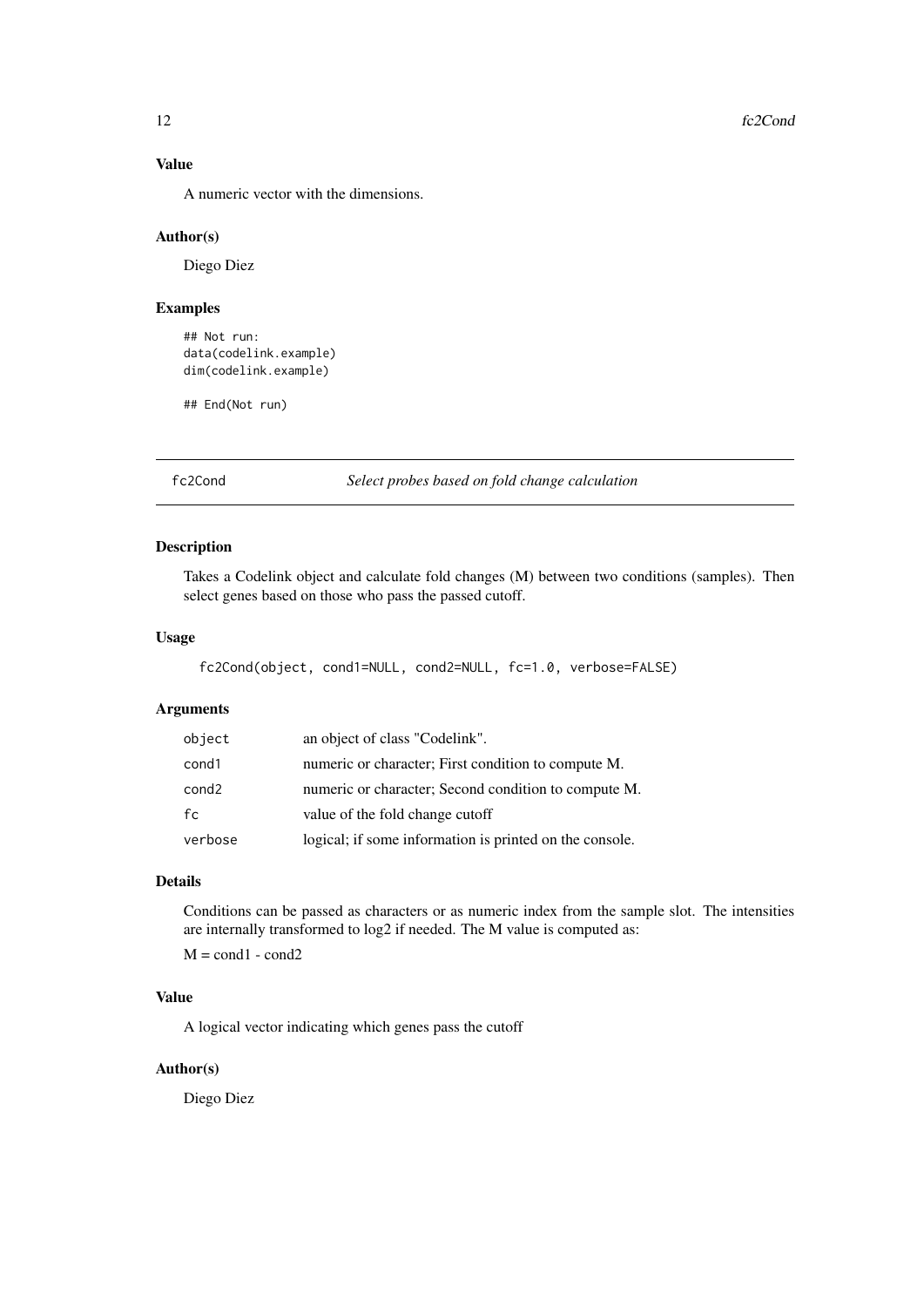### Value

A numeric vector with the dimensions.

### Author(s)

Diego Diez

### Examples

```
## Not run:
data(codelink.example)
dim(codelink.example)

## End(Not run)
```

---

## fc2Cond *Select probes based on fold change calculation*

---

### Description

Takes a Codelink object and calculate fold changes (M) between two conditions (samples). Then select genes based on those who pass the passed cutoff.

### Usage

```
fc2Cond(object, cond1=NULL, cond2=NULL, fc=1.0, verbose=FALSE)
```

### Arguments

| | |
|---|---|
| `object` | an object of class "Codelink". |
| `cond1` | numeric or character; First condition to compute M. |
| `cond2` | numeric or character; Second condition to compute M. |
| `fc` | value of the fold change cutoff |
| `verbose` | logical; if some information is printed on the console. |

### Details

Conditions can be passed as characters or as numeric index from the sample slot. The intensities are internally transformed to log2 if needed. The M value is computed as:

M = cond1 - cond2

### Value

A logical vector indicating which genes pass the cutoff

### Author(s)

Diego Diez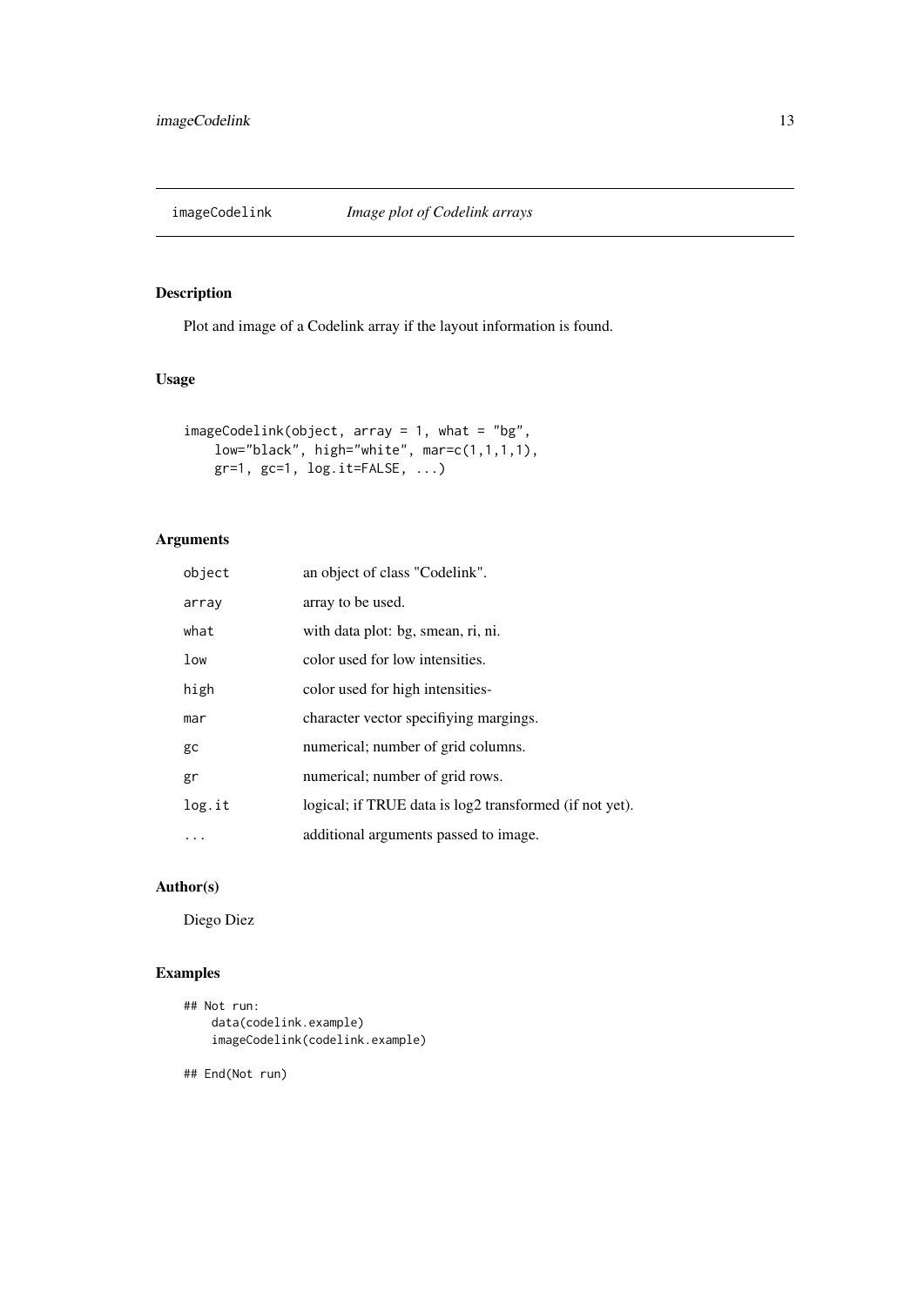imageCodelink    *Image plot of Codelink arrays*

## Description

Plot and image of a Codelink array if the layout information is found.

## Usage

```
imageCodelink(object, array = 1, what = "bg",
    low="black", high="white", mar=c(1,1,1,1),
    gr=1, gc=1, log.it=FALSE, ...)
```

## Arguments

| | |
|---|---|
| `object` | an object of class "Codelink". |
| `array` | array to be used. |
| `what` | with data plot: bg, smean, ri, ni. |
| `low` | color used for low intensities. |
| `high` | color used for high intensities- |
| `mar` | character vector specifiying margings. |
| `gc` | numerical; number of grid columns. |
| `gr` | numerical; number of grid rows. |
| `log.it` | logical; if TRUE data is log2 transformed (if not yet). |
| `...` | additional arguments passed to image. |

## Author(s)

Diego Diez

## Examples

```
## Not run:
    data(codelink.example)
    imageCodelink(codelink.example)

## End(Not run)
```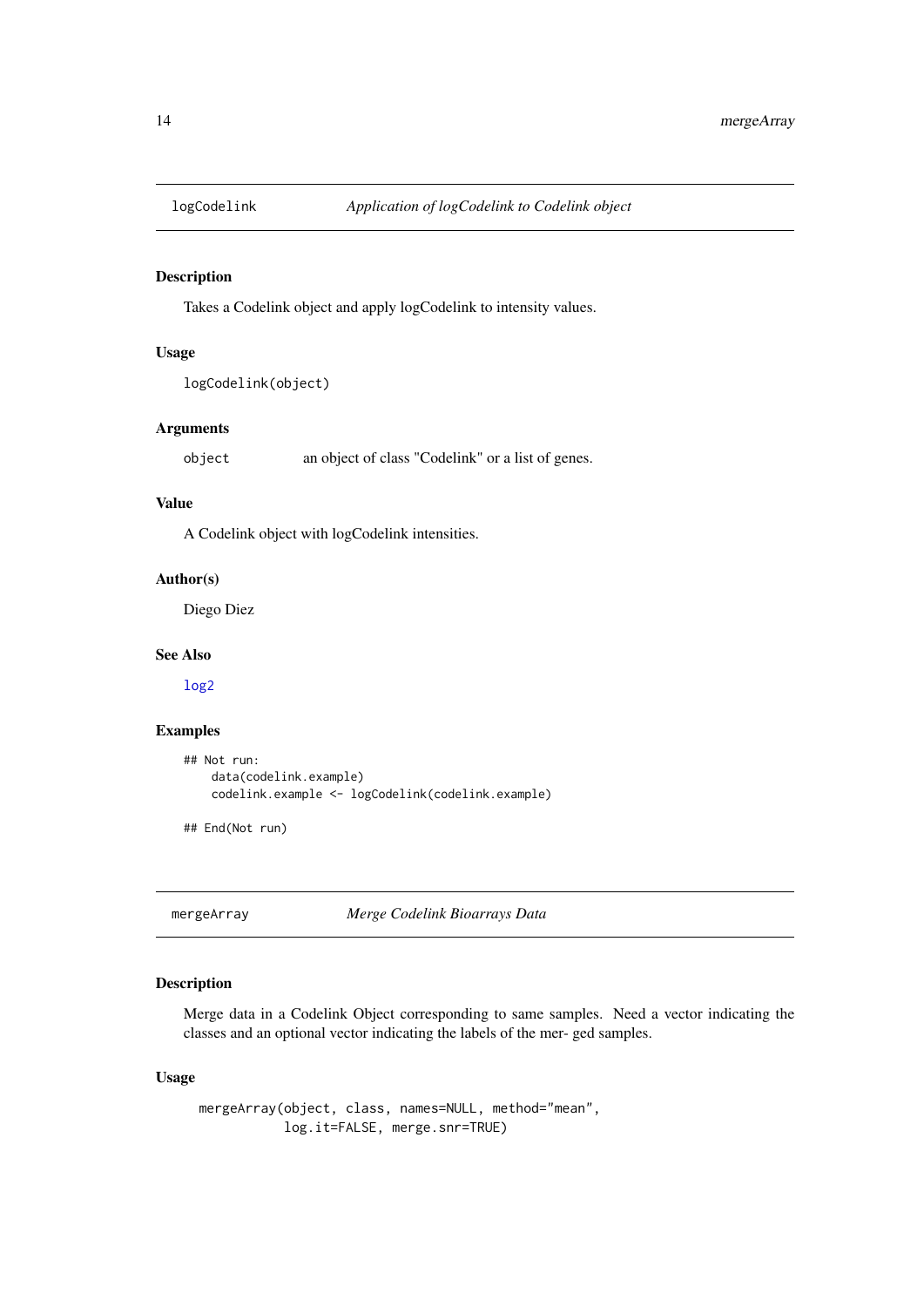## logCodelink — *Application of logCodelink to Codelink object*

### Description

Takes a Codelink object and apply logCodelink to intensity values.

### Usage

```
logCodelink(object)
```

### Arguments

| | |
|---|---|
| object | an object of class "Codelink" or a list of genes. |

### Value

A Codelink object with logCodelink intensities.

### Author(s)

Diego Diez

### See Also

log2

### Examples

```
## Not run:
    data(codelink.example)
    codelink.example <- logCodelink(codelink.example)

## End(Not run)
```

## mergeArray — *Merge Codelink Bioarrays Data*

### Description

Merge data in a Codelink Object corresponding to same samples. Need a vector indicating the classes and an optional vector indicating the labels of the mer- ged samples.

### Usage

```
mergeArray(object, class, names=NULL, method="mean",
           log.it=FALSE, merge.snr=TRUE)
```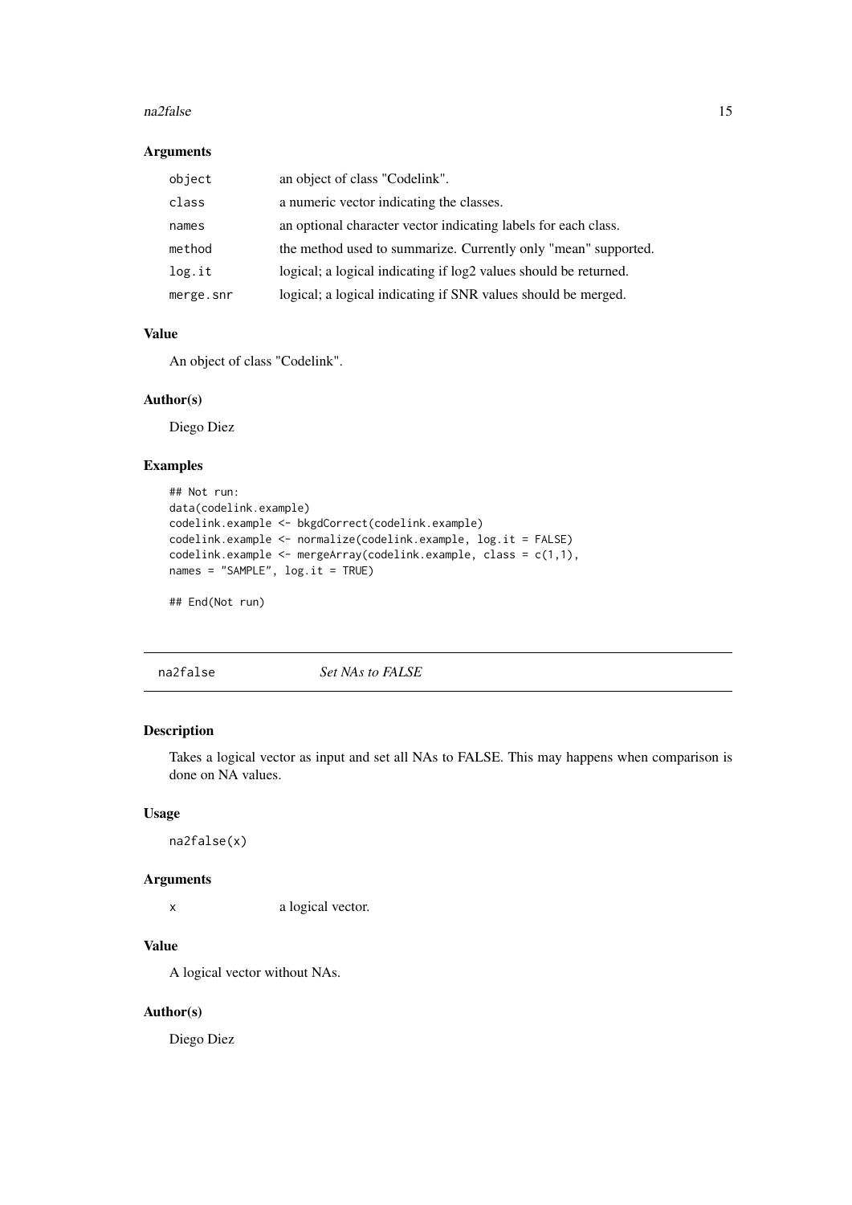### Arguments

| | |
|---|---|
| `object` | an object of class "Codelink". |
| `class` | a numeric vector indicating the classes. |
| `names` | an optional character vector indicating labels for each class. |
| `method` | the method used to summarize. Currently only "mean" supported. |
| `log.it` | logical; a logical indicating if log2 values should be returned. |
| `merge.snr` | logical; a logical indicating if SNR values should be merged. |

### Value

An object of class "Codelink".

### Author(s)

Diego Diez

### Examples

```
## Not run:
data(codelink.example)
codelink.example <- bkgdCorrect(codelink.example)
codelink.example <- normalize(codelink.example, log.it = FALSE)
codelink.example <- mergeArray(codelink.example, class = c(1,1),
names = "SAMPLE", log.it = TRUE)

## End(Not run)
```

---

## `na2false` *Set NAs to FALSE*

---

### Description

Takes a logical vector as input and set all NAs to FALSE. This may happens when comparison is done on NA values.

### Usage

```
na2false(x)
```

### Arguments

| | |
|---|---|
| `x` | a logical vector. |

### Value

A logical vector without NAs.

### Author(s)

Diego Diez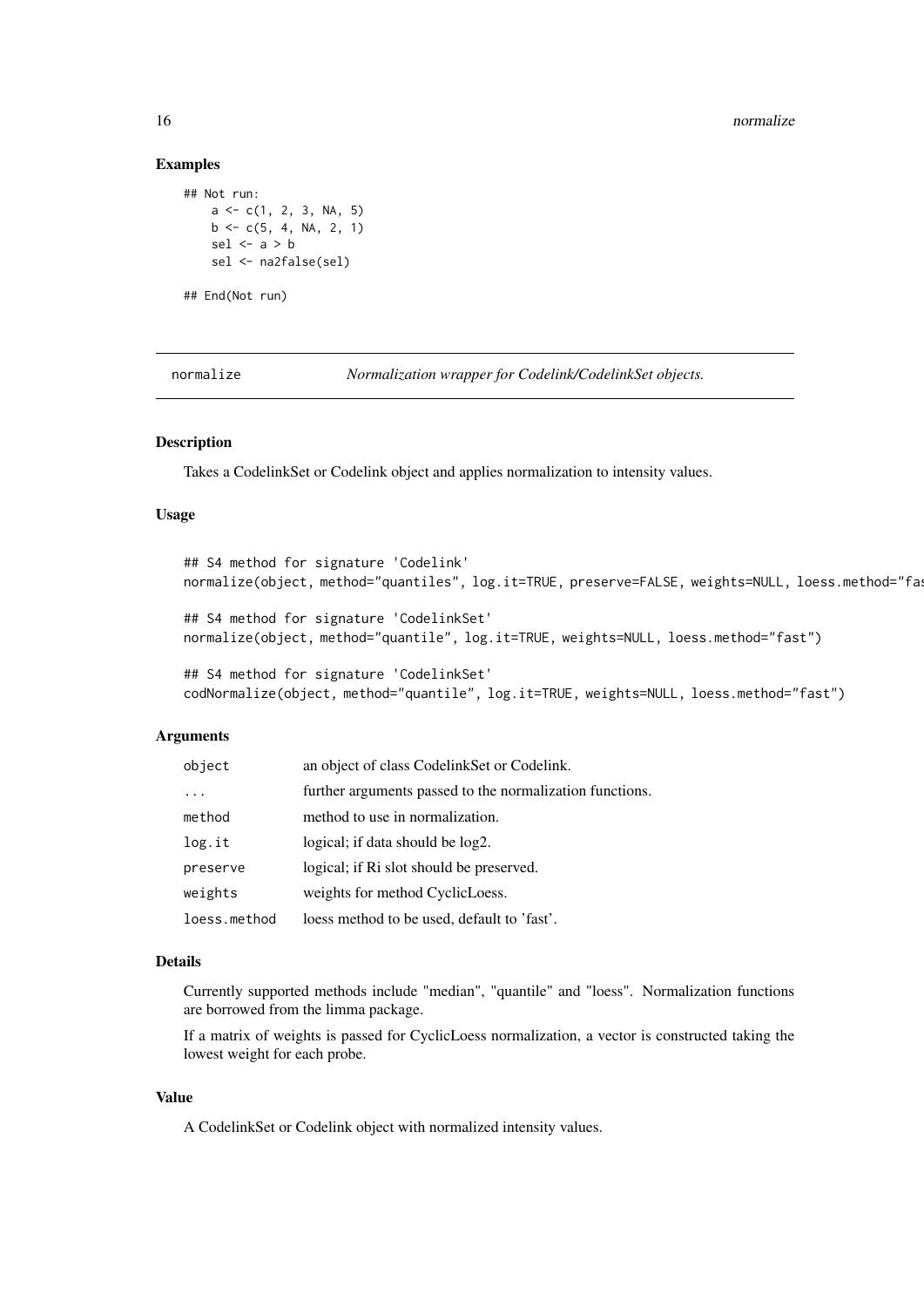### Examples

```
## Not run:
    a <- c(1, 2, 3, NA, 5)
    b <- c(5, 4, NA, 2, 1)
    sel <- a > b
    sel <- na2false(sel)

## End(Not run)
```

---

## normalize    *Normalization wrapper for Codelink/CodelinkSet objects.*

---

### Description

Takes a CodelinkSet or Codelink object and applies normalization to intensity values.

### Usage

```
## S4 method for signature 'Codelink'
normalize(object, method="quantiles", log.it=TRUE, preserve=FALSE, weights=NULL, loess.method="fas

## S4 method for signature 'CodelinkSet'
normalize(object, method="quantile", log.it=TRUE, weights=NULL, loess.method="fast")

## S4 method for signature 'CodelinkSet'
codNormalize(object, method="quantile", log.it=TRUE, weights=NULL, loess.method="fast")
```

### Arguments

| | |
|---|---|
| object | an object of class CodelinkSet or Codelink. |
| ... | further arguments passed to the normalization functions. |
| method | method to use in normalization. |
| log.it | logical; if data should be log2. |
| preserve | logical; if Ri slot should be preserved. |
| weights | weights for method CyclicLoess. |
| loess.method | loess method to be used, default to 'fast'. |

### Details

Currently supported methods include "median", "quantile" and "loess". Normalization functions are borrowed from the limma package.

If a matrix of weights is passed for CyclicLoess normalization, a vector is constructed taking the lowest weight for each probe.

### Value

A CodelinkSet or Codelink object with normalized intensity values.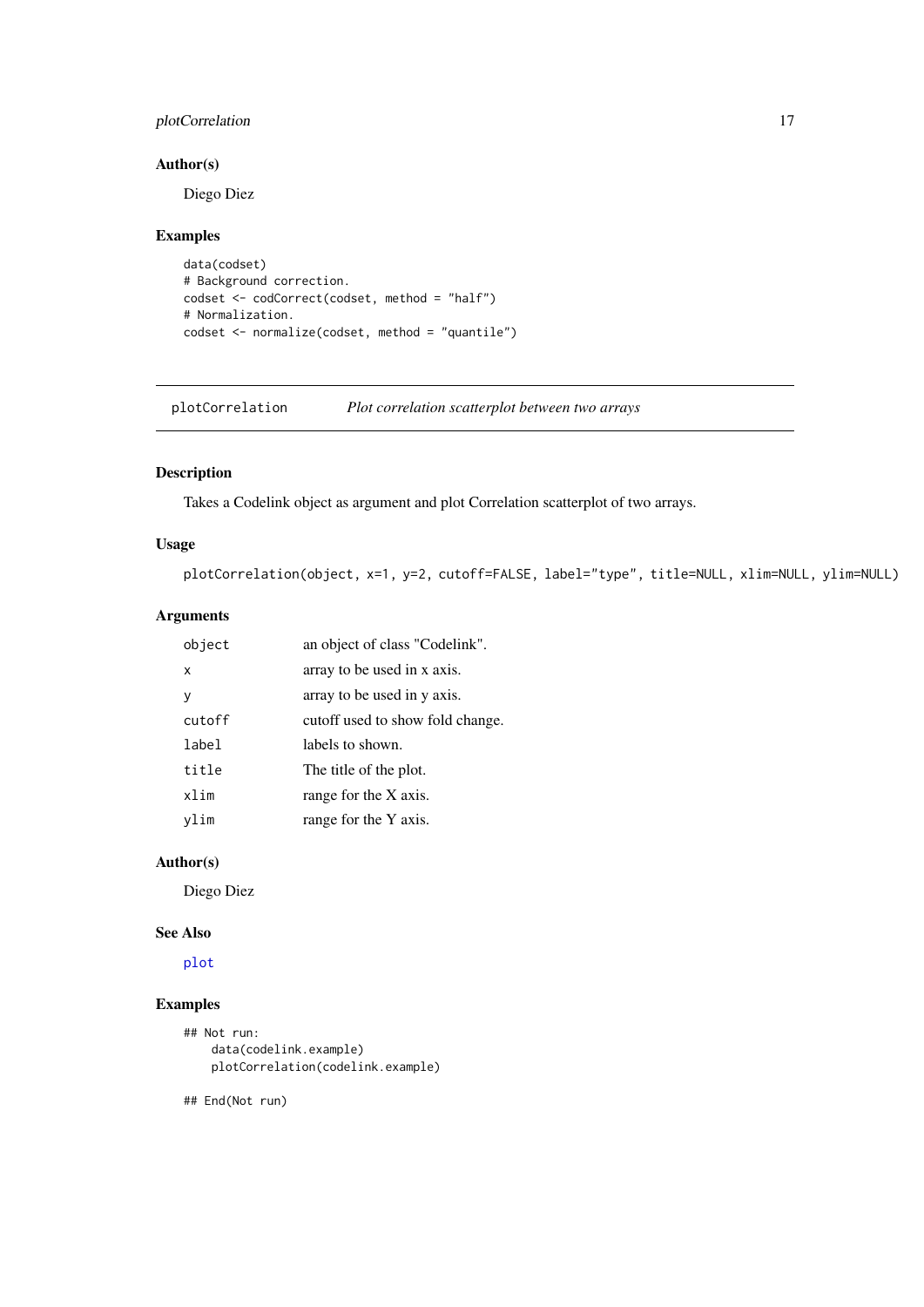### Author(s)

Diego Diez

### Examples

```
data(codset)
# Background correction.
codset <- codCorrect(codset, method = "half")
# Normalization.
codset <- normalize(codset, method = "quantile")
```

---

## plotCorrelation — *Plot correlation scatterplot between two arrays*

### Description

Takes a Codelink object as argument and plot Correlation scatterplot of two arrays.

### Usage

```
plotCorrelation(object, x=1, y=2, cutoff=FALSE, label="type", title=NULL, xlim=NULL, ylim=NULL)
```

### Arguments

| | |
|---|---|
| object | an object of class "Codelink". |
| x | array to be used in x axis. |
| y | array to be used in y axis. |
| cutoff | cutoff used to show fold change. |
| label | labels to shown. |
| title | The title of the plot. |
| xlim | range for the X axis. |
| ylim | range for the Y axis. |

### Author(s)

Diego Diez

### See Also

plot

### Examples

```
## Not run:
    data(codelink.example)
    plotCorrelation(codelink.example)

## End(Not run)
```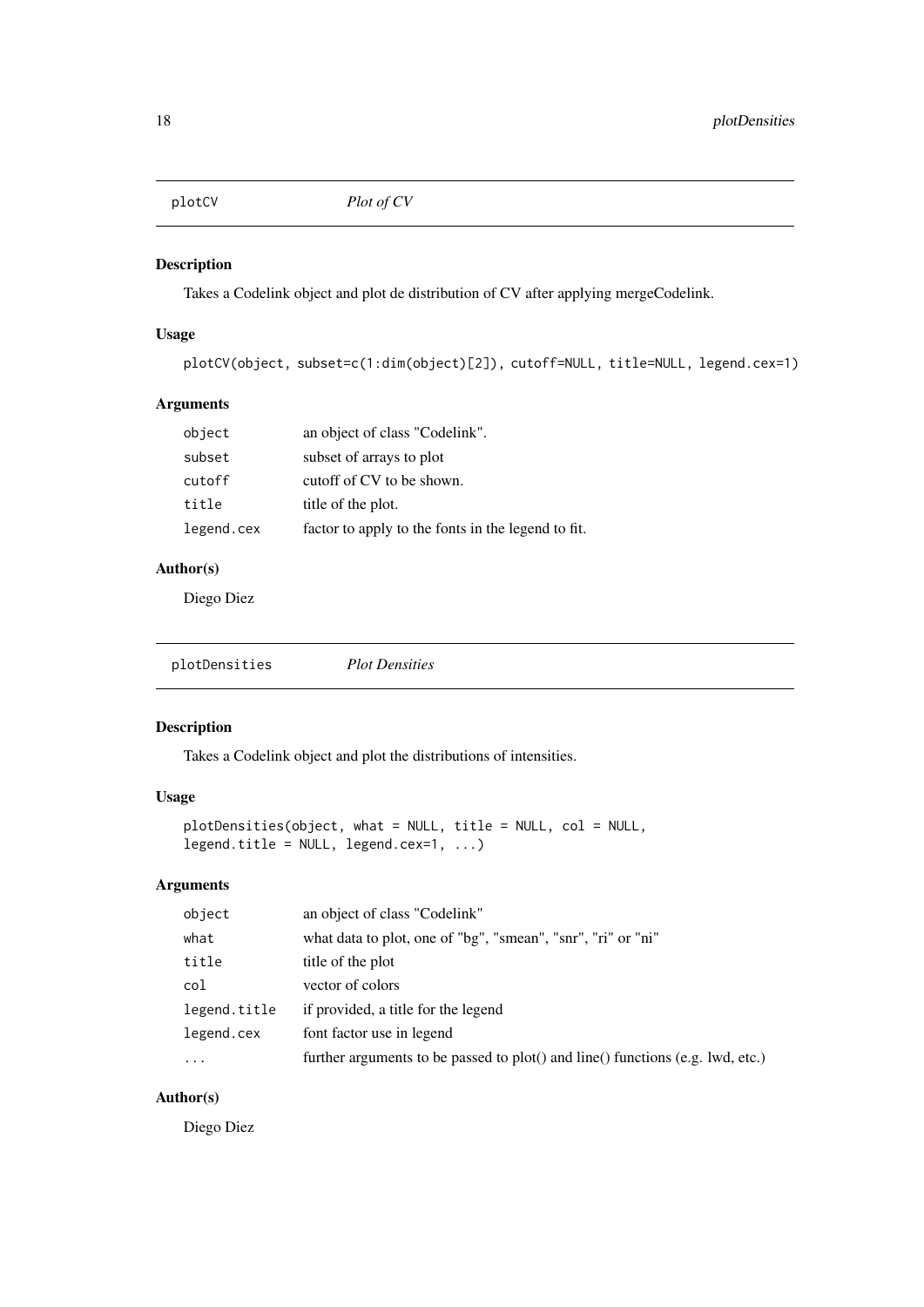## plotCV *Plot of CV*

### Description

Takes a Codelink object and plot de distribution of CV after applying mergeCodelink.

### Usage

```
plotCV(object, subset=c(1:dim(object)[2]), cutoff=NULL, title=NULL, legend.cex=1)
```

### Arguments

| | |
|---|---|
| `object` | an object of class "Codelink". |
| `subset` | subset of arrays to plot |
| `cutoff` | cutoff of CV to be shown. |
| `title` | title of the plot. |
| `legend.cex` | factor to apply to the fonts in the legend to fit. |

### Author(s)

Diego Diez

## plotDensities *Plot Densities*

### Description

Takes a Codelink object and plot the distributions of intensities.

### Usage

```
plotDensities(object, what = NULL, title = NULL, col = NULL,
legend.title = NULL, legend.cex=1, ...)
```

### Arguments

| | |
|---|---|
| `object` | an object of class "Codelink" |
| `what` | what data to plot, one of "bg", "smean", "snr", "ri" or "ni" |
| `title` | title of the plot |
| `col` | vector of colors |
| `legend.title` | if provided, a title for the legend |
| `legend.cex` | font factor use in legend |
| `...` | further arguments to be passed to plot() and line() functions (e.g. lwd, etc.) |

### Author(s)

Diego Diez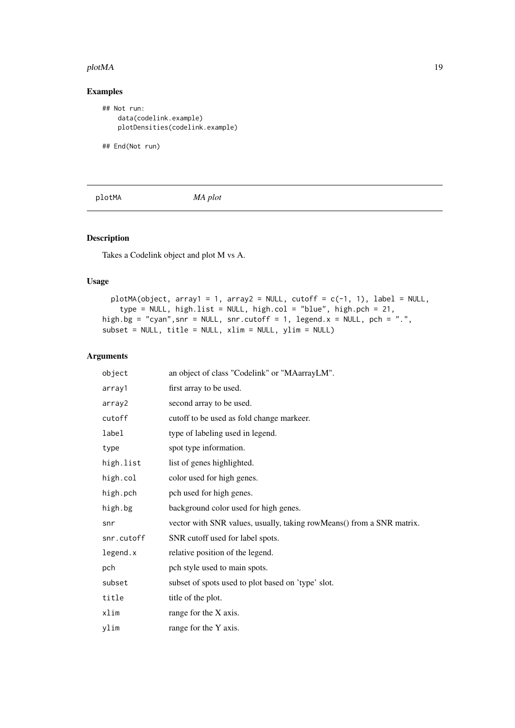## Examples

```
## Not run:
    data(codelink.example)
    plotDensities(codelink.example)

## End(Not run)
```

---

# plotMA *MA plot*

---

## Description

Takes a Codelink object and plot M vs A.

## Usage

```
plotMA(object, array1 = 1, array2 = NULL, cutoff = c(-1, 1), label = NULL,
    type = NULL, high.list = NULL, high.col = "blue", high.pch = 21,
high.bg = "cyan",snr = NULL, snr.cutoff = 1, legend.x = NULL, pch = ".",
subset = NULL, title = NULL, xlim = NULL, ylim = NULL)
```

## Arguments

| | |
|---|---|
| object | an object of class "Codelink" or "MAarrayLM". |
| array1 | first array to be used. |
| array2 | second array to be used. |
| cutoff | cutoff to be used as fold change markeer. |
| label | type of labeling used in legend. |
| type | spot type information. |
| high.list | list of genes highlighted. |
| high.col | color used for high genes. |
| high.pch | pch used for high genes. |
| high.bg | background color used for high genes. |
| snr | vector with SNR values, usually, taking rowMeans() from a SNR matrix. |
| snr.cutoff | SNR cutoff used for label spots. |
| legend.x | relative position of the legend. |
| pch | pch style used to main spots. |
| subset | subset of spots used to plot based on 'type' slot. |
| title | title of the plot. |
| xlim | range for the X axis. |
| ylim | range for the Y axis. |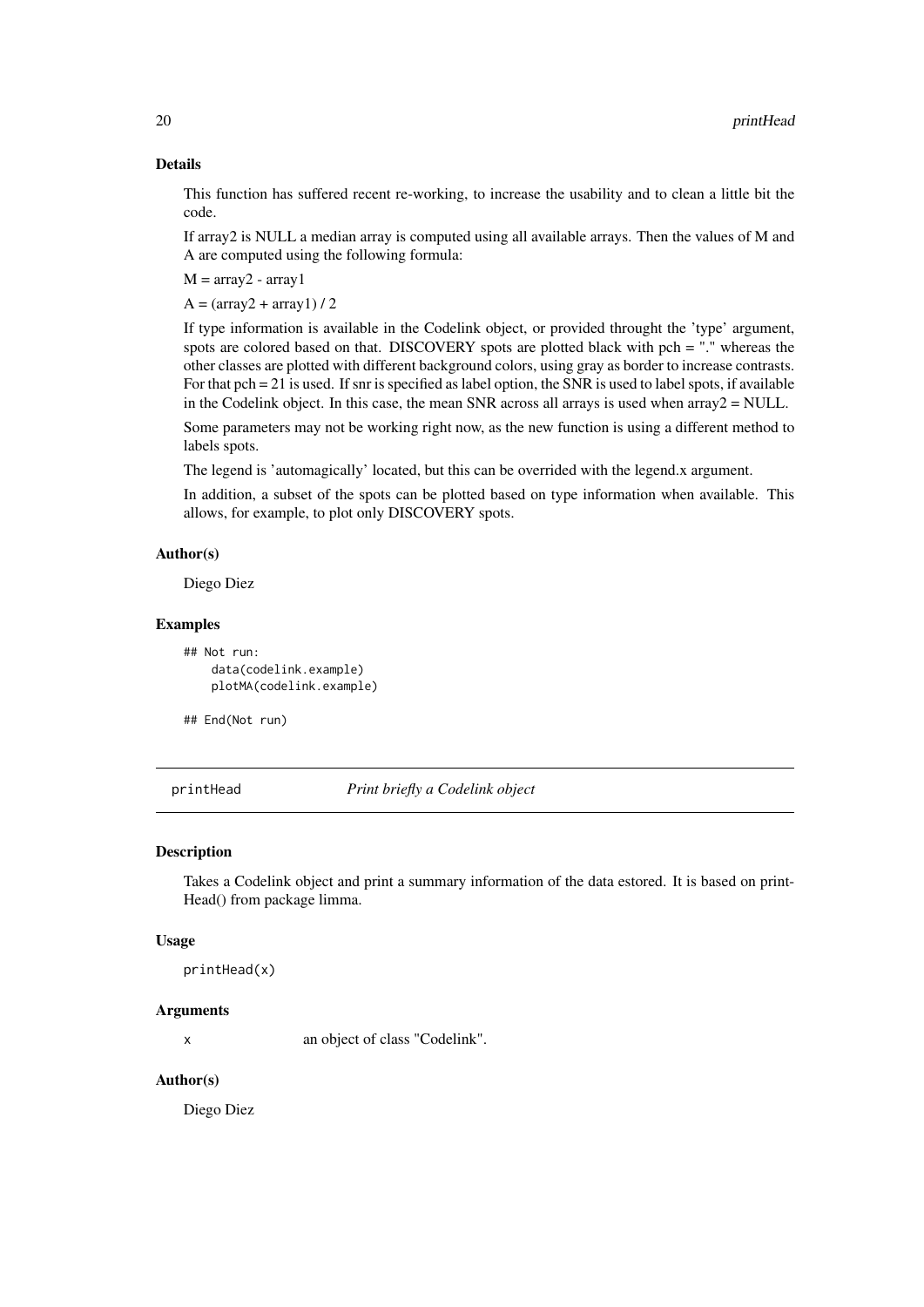### Details

This function has suffered recent re-working, to increase the usability and to clean a little bit the code.

If array2 is NULL a median array is computed using all available arrays. Then the values of M and A are computed using the following formula:

M = array2 - array1

A = (array2 + array1) / 2

If type information is available in the Codelink object, or provided throught the 'type' argument, spots are colored based on that. DISCOVERY spots are plotted black with pch = "." whereas the other classes are plotted with different background colors, using gray as border to increase contrasts. For that pch = 21 is used. If snr is specified as label option, the SNR is used to label spots, if available in the Codelink object. In this case, the mean SNR across all arrays is used when array2 = NULL.

Some parameters may not be working right now, as the new function is using a different method to labels spots.

The legend is 'automagically' located, but this can be overrided with the legend.x argument.

In addition, a subset of the spots can be plotted based on type information when available. This allows, for example, to plot only DISCOVERY spots.

### Author(s)

Diego Diez

### Examples

```
## Not run:
    data(codelink.example)
    plotMA(codelink.example)

## End(Not run)
```

---

## printHead — *Print briefly a Codelink object*

### Description

Takes a Codelink object and print a summary information of the data estored. It is based on printHead() from package limma.

### Usage

```
printHead(x)
```

### Arguments

| | |
|---|---|
| x | an object of class "Codelink". |

### Author(s)

Diego Diez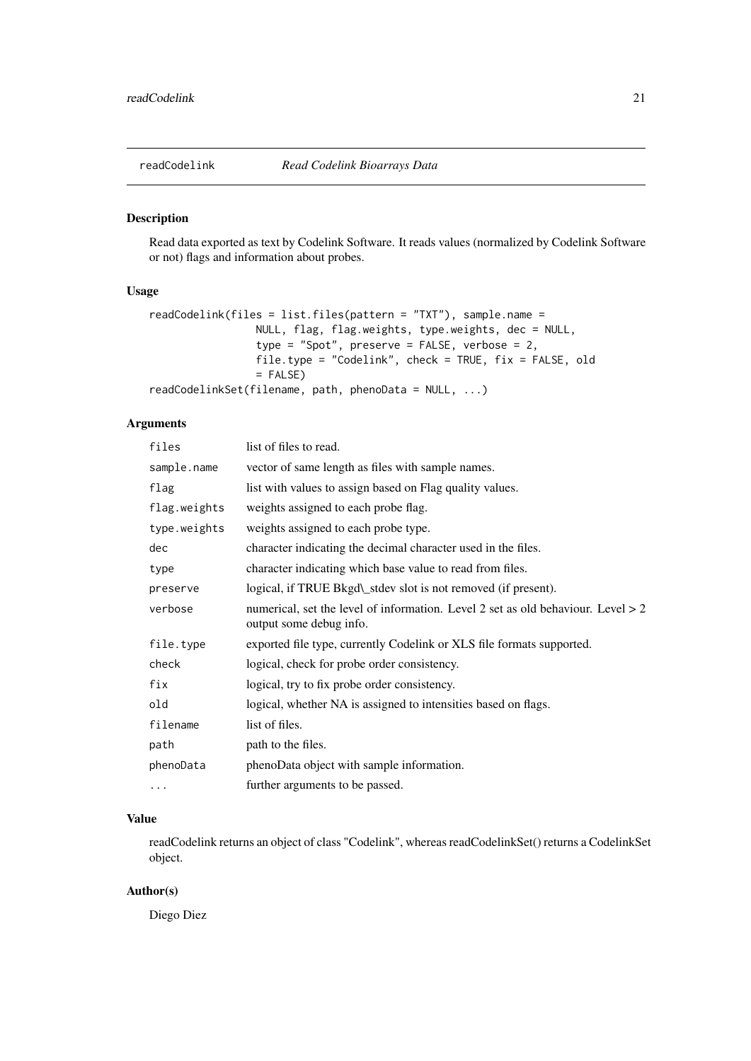## readCodelink *Read Codelink Bioarrays Data*

### Description

Read data exported as text by Codelink Software. It reads values (normalized by Codelink Software or not) flags and information about probes.

### Usage

```
readCodelink(files = list.files(pattern = "TXT"), sample.name =
                NULL, flag, flag.weights, type.weights, dec = NULL,
                type = "Spot", preserve = FALSE, verbose = 2,
                file.type = "Codelink", check = TRUE, fix = FALSE, old
                = FALSE)
readCodelinkSet(filename, path, phenoData = NULL, ...)
```

### Arguments

| | |
|---|---|
| `files` | list of files to read. |
| `sample.name` | vector of same length as files with sample names. |
| `flag` | list with values to assign based on Flag quality values. |
| `flag.weights` | weights assigned to each probe flag. |
| `type.weights` | weights assigned to each probe type. |
| `dec` | character indicating the decimal character used in the files. |
| `type` | character indicating which base value to read from files. |
| `preserve` | logical, if TRUE Bkgd\_stdev slot is not removed (if present). |
| `verbose` | numerical, set the level of information. Level 2 set as old behaviour. Level > 2 output some debug info. |
| `file.type` | exported file type, currently Codelink or XLS file formats supported. |
| `check` | logical, check for probe order consistency. |
| `fix` | logical, try to fix probe order consistency. |
| `old` | logical, whether NA is assigned to intensities based on flags. |
| `filename` | list of files. |
| `path` | path to the files. |
| `phenoData` | phenoData object with sample information. |
| `...` | further arguments to be passed. |

### Value

readCodelink returns an object of class "Codelink", whereas readCodelinkSet() returns a CodelinkSet object.

### Author(s)

Diego Diez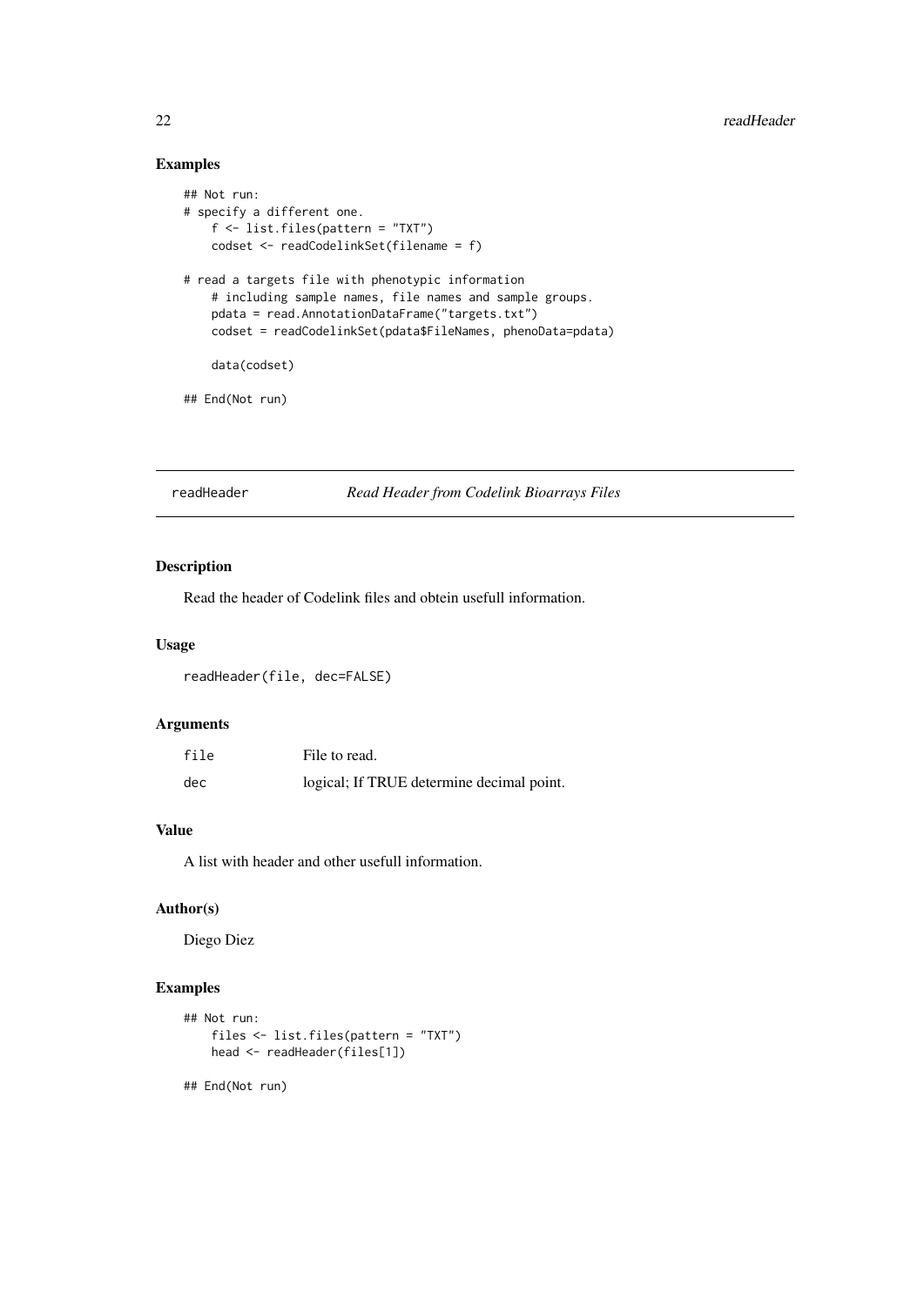### Examples

```
## Not run:
# specify a different one.
    f <- list.files(pattern = "TXT")
    codset <- readCodelinkSet(filename = f)

# read a targets file with phenotypic information
    # including sample names, file names and sample groups.
    pdata = read.AnnotationDataFrame("targets.txt")
    codset = readCodelinkSet(pdata$FileNames, phenoData=pdata)

    data(codset)

## End(Not run)
```

---

## readHeader — *Read Header from Codelink Bioarrays Files*

---

### Description

Read the header of Codelink files and obtein usefull information.

### Usage

```
readHeader(file, dec=FALSE)
```

### Arguments

| | |
|---|---|
| `file` | File to read. |
| `dec` | logical; If TRUE determine decimal point. |

### Value

A list with header and other usefull information.

### Author(s)

Diego Diez

### Examples

```
## Not run:
    files <- list.files(pattern = "TXT")
    head <- readHeader(files[1])

## End(Not run)
```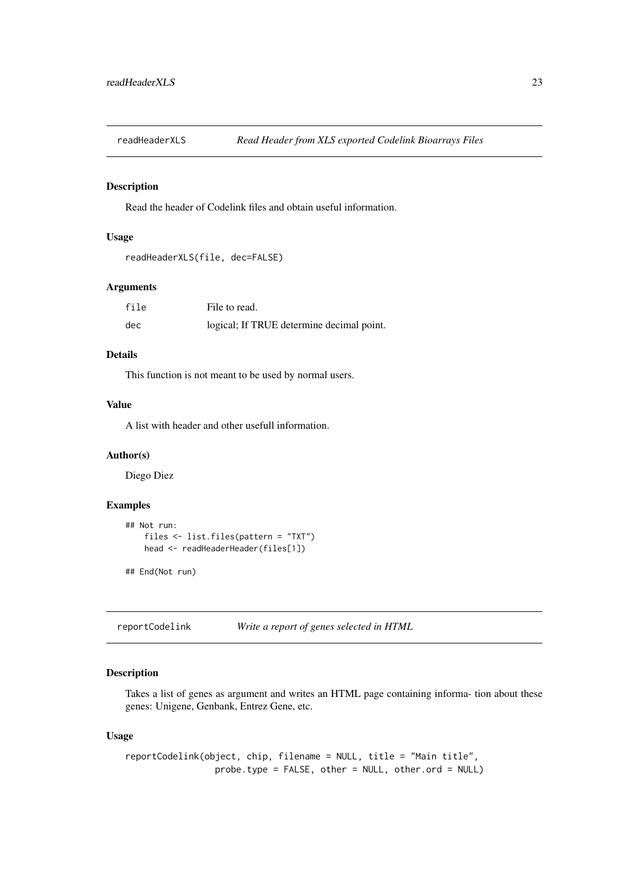## readHeaderXLS — *Read Header from XLS exported Codelink Bioarrays Files*

### Description

Read the header of Codelink files and obtain useful information.

### Usage

```
readHeaderXLS(file, dec=FALSE)
```

### Arguments

| | |
|---|---|
| file | File to read. |
| dec | logical; If TRUE determine decimal point. |

### Details

This function is not meant to be used by normal users.

### Value

A list with header and other usefull information.

### Author(s)

Diego Diez

### Examples

```
## Not run:
    files <- list.files(pattern = "TXT")
    head <- readHeaderHeader(files[1])

## End(Not run)
```

## reportCodelink — *Write a report of genes selected in HTML*

### Description

Takes a list of genes as argument and writes an HTML page containing informa- tion about these genes: Unigene, Genbank, Entrez Gene, etc.

### Usage

```
reportCodelink(object, chip, filename = NULL, title = "Main title",
               probe.type = FALSE, other = NULL, other.ord = NULL)
```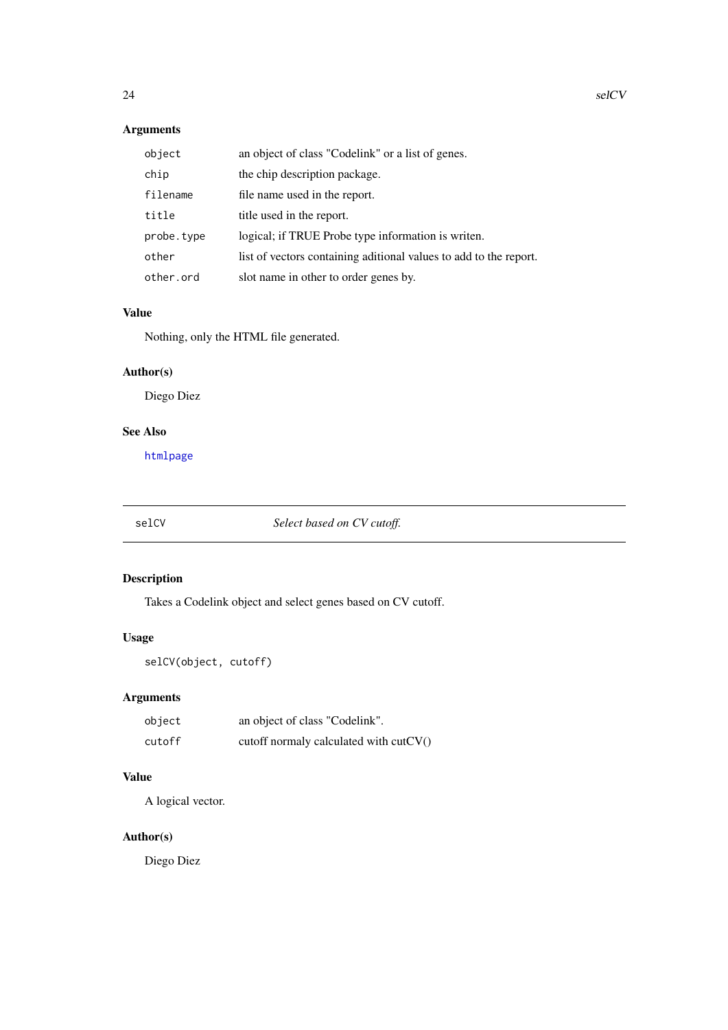### Arguments

| | |
|---|---|
| `object` | an object of class "Codelink" or a list of genes. |
| `chip` | the chip description package. |
| `filename` | file name used in the report. |
| `title` | title used in the report. |
| `probe.type` | logical; if TRUE Probe type information is writen. |
| `other` | list of vectors containing aditional values to add to the report. |
| `other.ord` | slot name in other to order genes by. |

### Value

Nothing, only the HTML file generated.

### Author(s)

Diego Diez

### See Also

`htmlpage`

---

## selCV *Select based on CV cutoff.*

---

### Description

Takes a Codelink object and select genes based on CV cutoff.

### Usage

```
selCV(object, cutoff)
```

### Arguments

| | |
|---|---|
| `object` | an object of class "Codelink". |
| `cutoff` | cutoff normaly calculated with cutCV() |

### Value

A logical vector.

### Author(s)

Diego Diez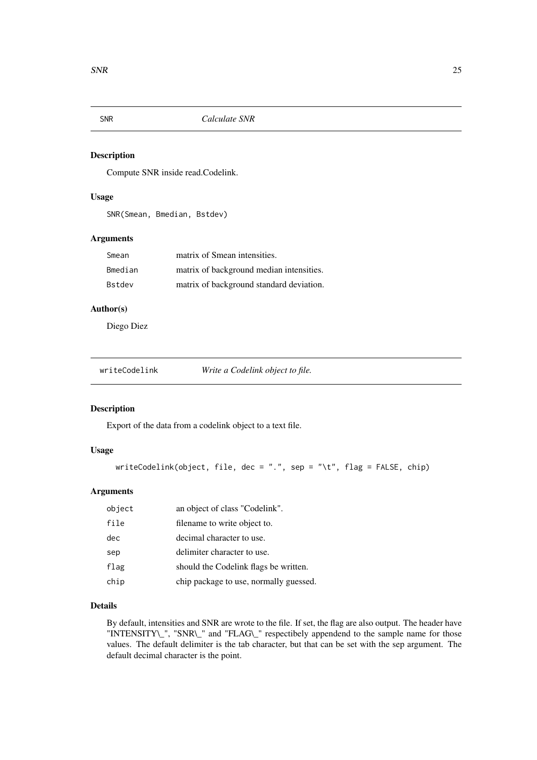## SNR — *Calculate SNR*

### Description

Compute SNR inside read.Codelink.

### Usage

```
SNR(Smean, Bmedian, Bstdev)
```

### Arguments

| | |
|---|---|
| Smean | matrix of Smean intensities. |
| Bmedian | matrix of background median intensities. |
| Bstdev | matrix of background standard deviation. |

### Author(s)

Diego Diez

## writeCodelink — *Write a Codelink object to file.*

### Description

Export of the data from a codelink object to a text file.

### Usage

```
writeCodelink(object, file, dec = ".", sep = "\t", flag = FALSE, chip)
```

### Arguments

| | |
|---|---|
| object | an object of class "Codelink". |
| file | filename to write object to. |
| dec | decimal character to use. |
| sep | delimiter character to use. |
| flag | should the Codelink flags be written. |
| chip | chip package to use, normally guessed. |

### Details

By default, intensities and SNR are wrote to the file. If set, the flag are also output. The header have "INTENSITY\_", "SNR\_" and "FLAG\_" respectibely appendend to the sample name for those values. The default delimiter is the tab character, but that can be set with the sep argument. The default decimal character is the point.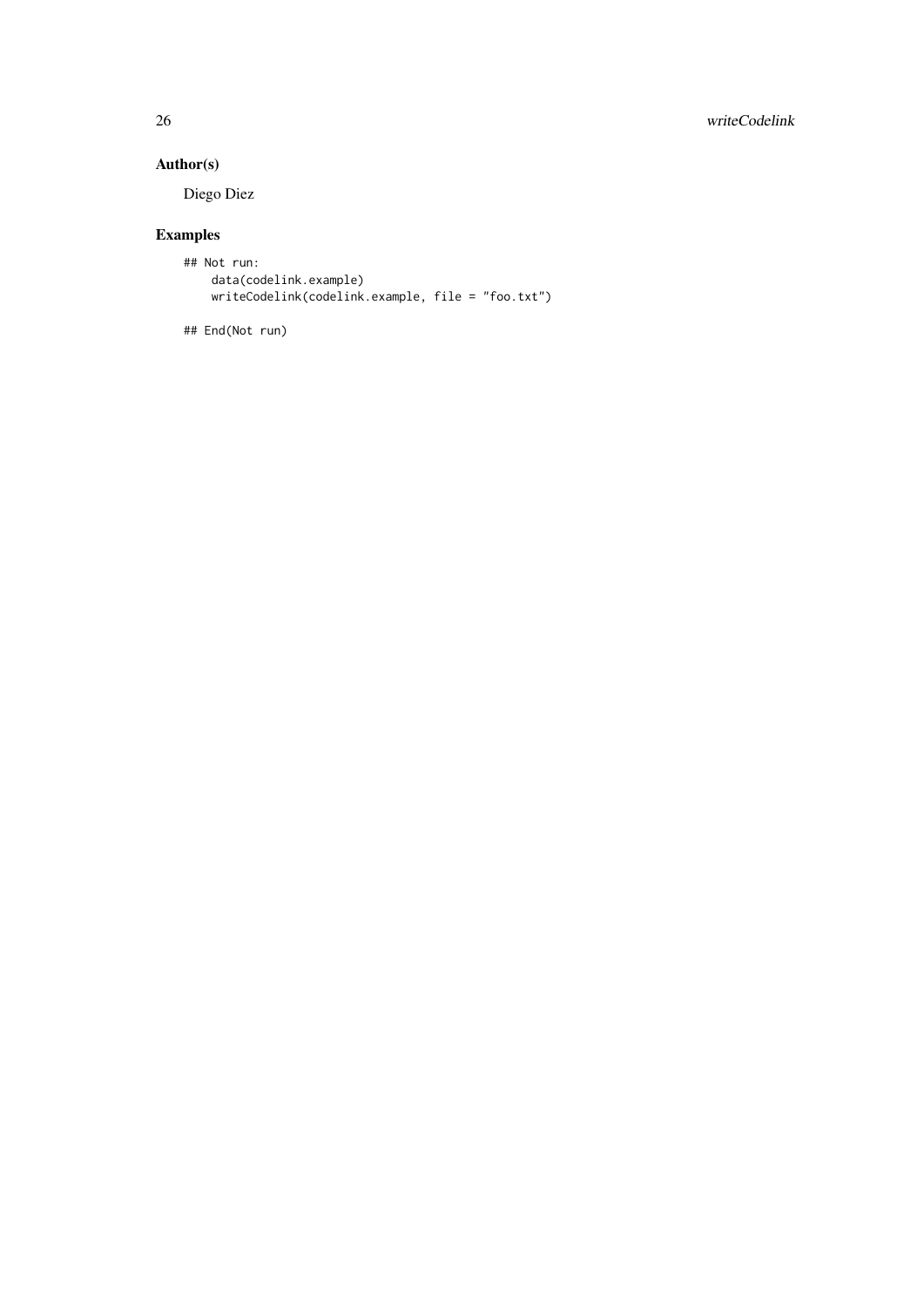## Author(s)

Diego Diez

## Examples

```
## Not run:
    data(codelink.example)
    writeCodelink(codelink.example, file = "foo.txt")

## End(Not run)
```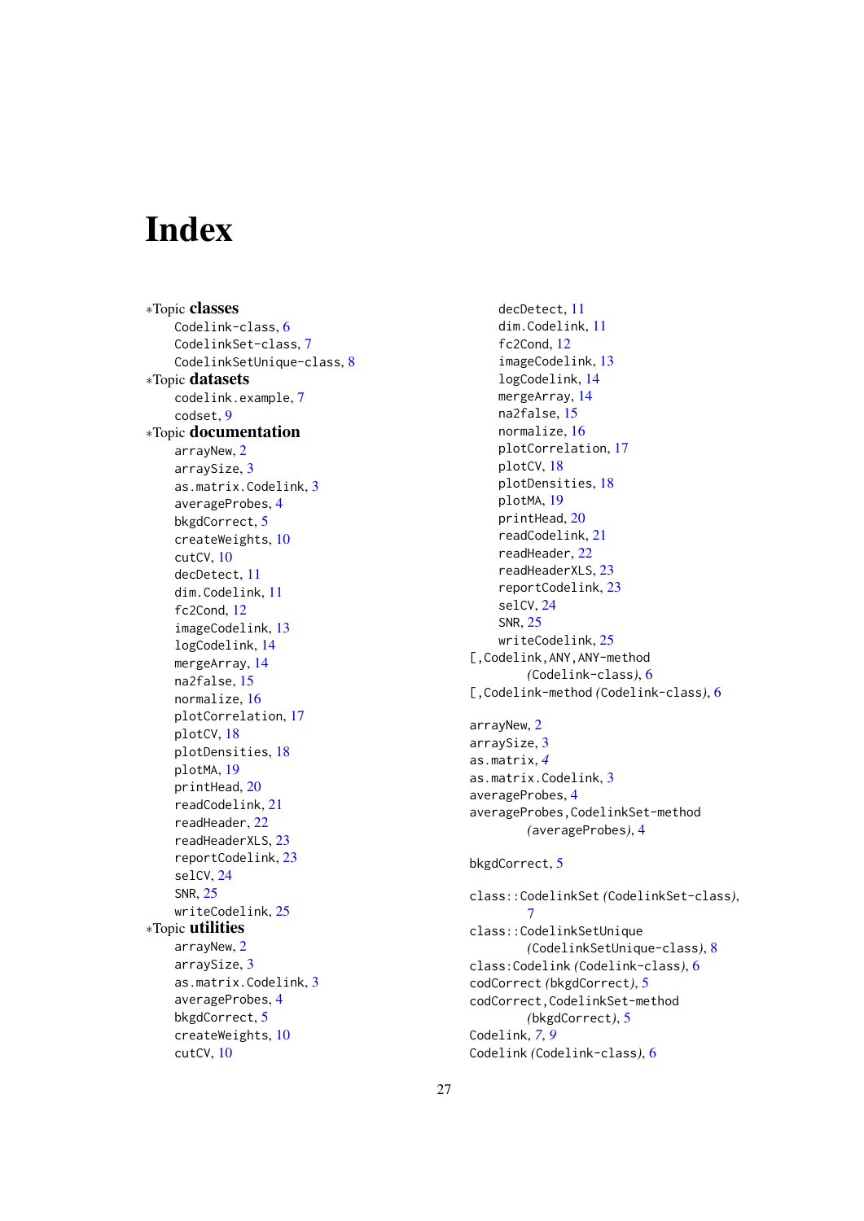# Index

*Topic **classes**
- Codelink-class, 6
- CodelinkSet-class, 7
- CodelinkSetUnique-class, 8

*Topic **datasets**
- codelink.example, 7
- codset, 9

*Topic **documentation**
- arrayNew, 2
- arraySize, 3
- as.matrix.Codelink, 3
- averageProbes, 4
- bkgdCorrect, 5
- createWeights, 10
- cutCV, 10
- decDetect, 11
- dim.Codelink, 11
- fc2Cond, 12
- imageCodelink, 13
- logCodelink, 14
- mergeArray, 14
- na2false, 15
- normalize, 16
- plotCorrelation, 17
- plotCV, 18
- plotDensities, 18
- plotMA, 19
- printHead, 20
- readCodelink, 21
- readHeader, 22
- readHeaderXLS, 23
- reportCodelink, 23
- selCV, 24
- SNR, 25
- writeCodelink, 25

*Topic **utilities**
- arrayNew, 2
- arraySize, 3
- as.matrix.Codelink, 3
- averageProbes, 4
- bkgdCorrect, 5
- createWeights, 10
- cutCV, 10
- decDetect, 11
- dim.Codelink, 11
- fc2Cond, 12
- imageCodelink, 13
- logCodelink, 14
- mergeArray, 14
- na2false, 15
- normalize, 16
- plotCorrelation, 17
- plotCV, 18
- plotDensities, 18
- plotMA, 19
- printHead, 20
- readCodelink, 21
- readHeader, 22
- readHeaderXLS, 23
- reportCodelink, 23
- selCV, 24
- SNR, 25
- writeCodelink, 25

[,Codelink,ANY,ANY-method (*Codelink-class*), 6
[,Codelink-method (*Codelink-class*), 6

arrayNew, 2
arraySize, 3
as.matrix, *4*
as.matrix.Codelink, 3
averageProbes, 4
averageProbes,CodelinkSet-method (*averageProbes*), 4

bkgdCorrect, 5

class::CodelinkSet (*CodelinkSet-class*), 7
class::CodelinkSetUnique (*CodelinkSetUnique-class*), 8
class:Codelink (*Codelink-class*), 6
codCorrect (*bkgdCorrect*), 5
codCorrect,CodelinkSet-method (*bkgdCorrect*), 5
Codelink, *7*, *9*
Codelink (*Codelink-class*), 6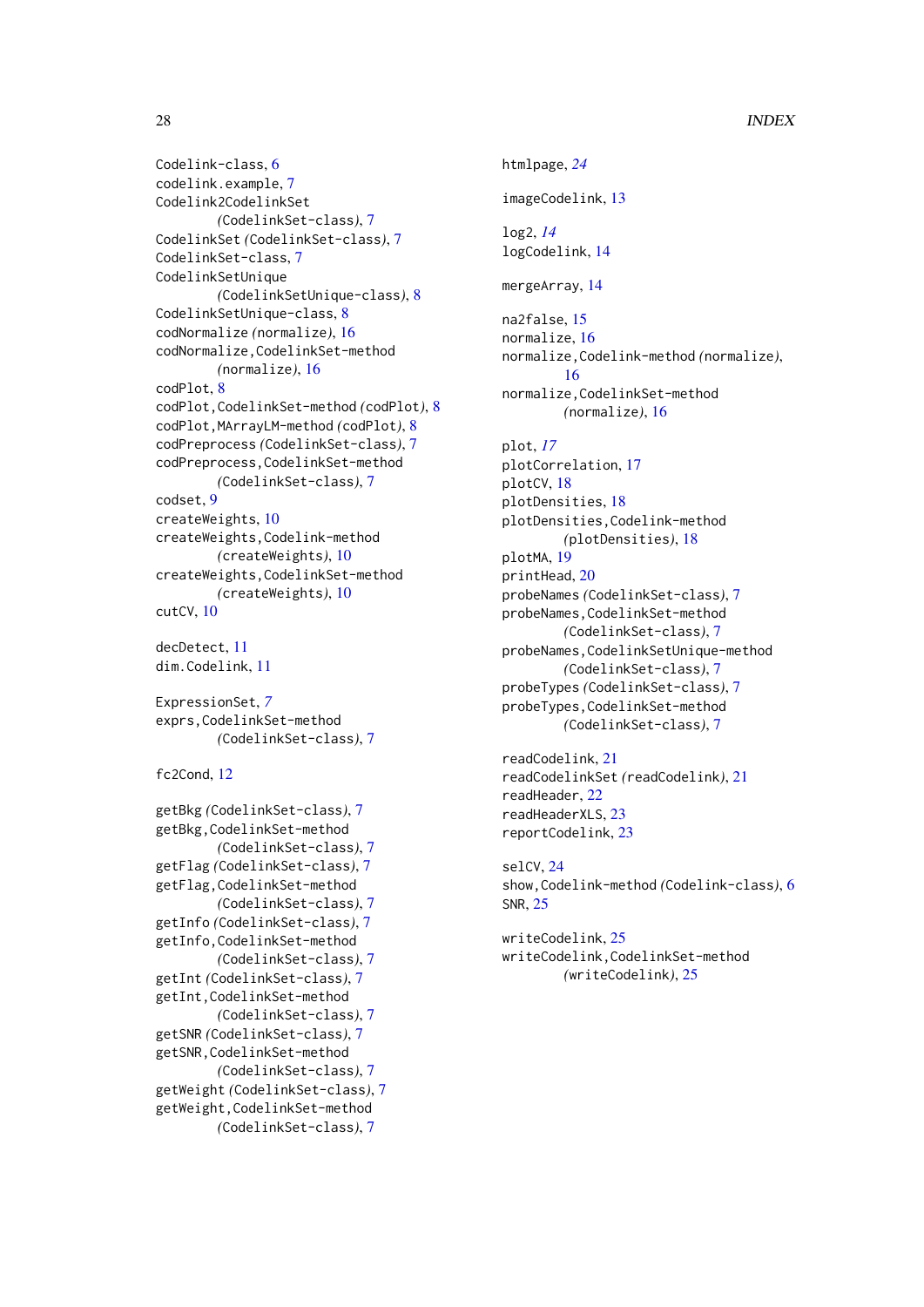Codelink-class, 6
codelink.example, 7
Codelink2CodelinkSet *(CodelinkSet-class)*, 7
CodelinkSet *(CodelinkSet-class)*, 7
CodelinkSet-class, 7
CodelinkSetUnique *(CodelinkSetUnique-class)*, 8
CodelinkSetUnique-class, 8
codNormalize *(normalize)*, 16
codNormalize,CodelinkSet-method *(normalize)*, 16
codPlot, 8
codPlot,CodelinkSet-method *(codPlot)*, 8
codPlot,MArrayLM-method *(codPlot)*, 8
codPreprocess *(CodelinkSet-class)*, 7
codPreprocess,CodelinkSet-method *(CodelinkSet-class)*, 7
codset, 9
createWeights, 10
createWeights,Codelink-method *(createWeights)*, 10
createWeights,CodelinkSet-method *(createWeights)*, 10
cutCV, 10

decDetect, 11
dim.Codelink, 11

ExpressionSet, *7*
exprs,CodelinkSet-method *(CodelinkSet-class)*, 7

fc2Cond, 12

getBkg *(CodelinkSet-class)*, 7
getBkg,CodelinkSet-method *(CodelinkSet-class)*, 7
getFlag *(CodelinkSet-class)*, 7
getFlag,CodelinkSet-method *(CodelinkSet-class)*, 7
getInfo *(CodelinkSet-class)*, 7
getInfo,CodelinkSet-method *(CodelinkSet-class)*, 7
getInt *(CodelinkSet-class)*, 7
getInt,CodelinkSet-method *(CodelinkSet-class)*, 7
getSNR *(CodelinkSet-class)*, 7
getSNR,CodelinkSet-method *(CodelinkSet-class)*, 7
getWeight *(CodelinkSet-class)*, 7
getWeight,CodelinkSet-method *(CodelinkSet-class)*, 7

htmlpage, *24*

imageCodelink, 13

log2, *14*
logCodelink, 14

mergeArray, 14

na2false, 15
normalize, 16
normalize,Codelink-method *(normalize)*, 16
normalize,CodelinkSet-method *(normalize)*, 16

plot, *17*
plotCorrelation, 17
plotCV, 18
plotDensities, 18
plotDensities,Codelink-method *(plotDensities)*, 18
plotMA, 19
printHead, 20
probeNames *(CodelinkSet-class)*, 7
probeNames,CodelinkSet-method *(CodelinkSet-class)*, 7
probeNames,CodelinkSetUnique-method *(CodelinkSet-class)*, 7
probeTypes *(CodelinkSet-class)*, 7
probeTypes,CodelinkSet-method *(CodelinkSet-class)*, 7

readCodelink, 21
readCodelinkSet *(readCodelink)*, 21
readHeader, 22
readHeaderXLS, 23
reportCodelink, 23

selCV, 24
show,Codelink-method *(Codelink-class)*, 6
SNR, 25

writeCodelink, 25
writeCodelink,CodelinkSet-method *(writeCodelink)*, 25